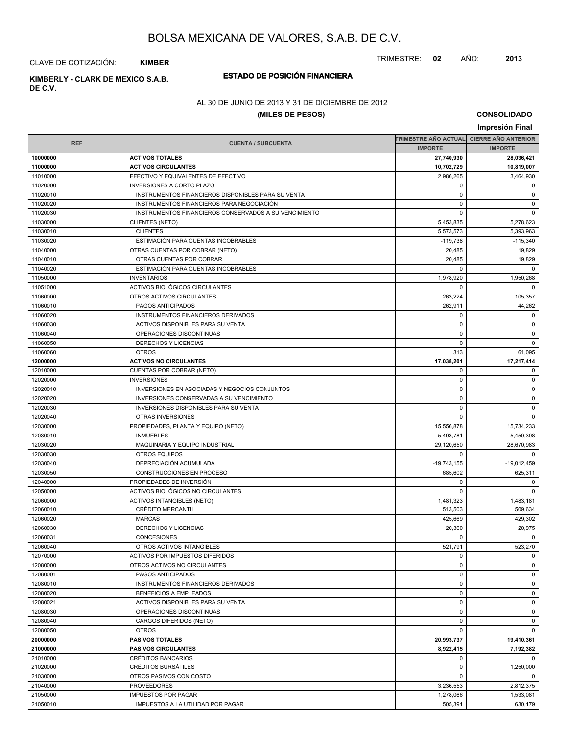# BOLSA MEXICANA DE VALORES, S.A.B. DE C.V.

CLAVE DE COTIZACIÓN: **KIMBER**

TRIMESTRE: **02** AÑO: **2013**

**KIMBERLY - CLARK DE MEXICO S.A.B. DE C.V.**

## ESTADO DE POSICIÓN FINANCIERA

AL 30 DE JUNIO DE 2013 Y 31 DE DICIEMBRE DE 2012

**(MILES DE PESOS)**

**CONSOLIDADO**

**Impresión Final**

| REF | CUENTA / SUBCUENTA | TRIMESTRE AÑO ACTUAL | CIERRE AÑO ANTERIOR |
|---|---|---|---|
| | | IMPORTE | IMPORTE |
| **10000000** | **ACTIVOS TOTALES** | **27,740,930** | **28,036,421** |
| **11000000** | **ACTIVOS CIRCULANTES** | **10,702,729** | **10,819,007** |
| 11010000 | EFECTIVO Y EQUIVALENTES DE EFECTIVO | 2,986,265 | 3,464,930 |
| 11020000 | INVERSIONES A CORTO PLAZO | 0 | 0 |
| 11020010 | INSTRUMENTOS FINANCIEROS DISPONIBLES PARA SU VENTA | 0 | 0 |
| 11020020 | INSTRUMENTOS FINANCIEROS PARA NEGOCIACIÓN | 0 | 0 |
| 11020030 | INSTRUMENTOS FINANCIEROS CONSERVADOS A SU VENCIMIENTO | 0 | 0 |
| 11030000 | CLIENTES (NETO) | 5,453,835 | 5,278,623 |
| 11030010 | CLIENTES | 5,573,573 | 5,393,963 |
| 11030020 | ESTIMACIÓN PARA CUENTAS INCOBRABLES | -119,738 | -115,340 |
| 11040000 | OTRAS CUENTAS POR COBRAR (NETO) | 20,485 | 19,829 |
| 11040010 | OTRAS CUENTAS POR COBRAR | 20,485 | 19,829 |
| 11040020 | ESTIMACIÓN PARA CUENTAS INCOBRABLES | 0 | 0 |
| 11050000 | INVENTARIOS | 1,978,920 | 1,950,268 |
| 11051000 | ACTIVOS BIOLÓGICOS CIRCULANTES | 0 | 0 |
| 11060000 | OTROS ACTIVOS CIRCULANTES | 263,224 | 105,357 |
| 11060010 | PAGOS ANTICIPADOS | 262,911 | 44,262 |
| 11060020 | INSTRUMENTOS FINANCIEROS DERIVADOS | 0 | 0 |
| 11060030 | ACTIVOS DISPONIBLES PARA SU VENTA | 0 | 0 |
| 11060040 | OPERACIONES DISCONTINUAS | 0 | 0 |
| 11060050 | DERECHOS Y LICENCIAS | 0 | 0 |
| 11060060 | OTROS | 313 | 61,095 |
| **12000000** | **ACTIVOS NO CIRCULANTES** | **17,038,201** | **17,217,414** |
| 12010000 | CUENTAS POR COBRAR (NETO) | 0 | 0 |
| 12020000 | INVERSIONES | 0 | 0 |
| 12020010 | INVERSIONES EN ASOCIADAS Y NEGOCIOS CONJUNTOS | 0 | 0 |
| 12020020 | INVERSIONES CONSERVADAS A SU VENCIMIENTO | 0 | 0 |
| 12020030 | INVERSIONES DISPONIBLES PARA SU VENTA | 0 | 0 |
| 12020040 | OTRAS INVERSIONES | 0 | 0 |
| 12030000 | PROPIEDADES, PLANTA Y EQUIPO (NETO) | 15,556,878 | 15,734,233 |
| 12030010 | INMUEBLES | 5,493,781 | 5,450,398 |
| 12030020 | MAQUINARIA Y EQUIPO INDUSTRIAL | 29,120,650 | 28,670,983 |
| 12030030 | OTROS EQUIPOS | 0 | 0 |
| 12030040 | DEPRECIACIÓN ACUMULADA | -19,743,155 | -19,012,459 |
| 12030050 | CONSTRUCCIONES EN PROCESO | 685,602 | 625,311 |
| 12040000 | PROPIEDADES DE INVERSIÓN | 0 | 0 |
| 12050000 | ACTIVOS BIOLÓGICOS NO CIRCULANTES | 0 | 0 |
| 12060000 | ACTIVOS INTANGIBLES (NETO) | 1,481,323 | 1,483,181 |
| 12060010 | CRÉDITO MERCANTIL | 513,503 | 509,634 |
| 12060020 | MARCAS | 425,669 | 429,302 |
| 12060030 | DERECHOS Y LICENCIAS | 20,360 | 20,975 |
| 12060031 | CONCESIONES | 0 | 0 |
| 12060040 | OTROS ACTIVOS INTANGIBLES | 521,791 | 523,270 |
| 12070000 | ACTIVOS POR IMPUESTOS DIFERIDOS | 0 | 0 |
| 12080000 | OTROS ACTIVOS NO CIRCULANTES | 0 | 0 |
| 12080001 | PAGOS ANTICIPADOS | 0 | 0 |
| 12080010 | INSTRUMENTOS FINANCIEROS DERIVADOS | 0 | 0 |
| 12080020 | BENEFICIOS A EMPLEADOS | 0 | 0 |
| 12080021 | ACTIVOS DISPONIBLES PARA SU VENTA | 0 | 0 |
| 12080030 | OPERACIONES DISCONTINUAS | 0 | 0 |
| 12080040 | CARGOS DIFERIDOS (NETO) | 0 | 0 |
| 12080050 | OTROS | 0 | 0 |
| **20000000** | **PASIVOS TOTALES** | **20,993,737** | **19,410,361** |
| **21000000** | **PASIVOS CIRCULANTES** | **8,922,415** | **7,192,382** |
| 21010000 | CRÉDITOS BANCARIOS | 0 | 0 |
| 21020000 | CRÉDITOS BURSÁTILES | 0 | 1,250,000 |
| 21030000 | OTROS PASIVOS CON COSTO | 0 | 0 |
| 21040000 | PROVEEDORES | 3,236,553 | 2,812,375 |
| 21050000 | IMPUESTOS POR PAGAR | 1,278,066 | 1,533,081 |
| 21050010 | IMPUESTOS A LA UTILIDAD POR PAGAR | 505,391 | 630,179 |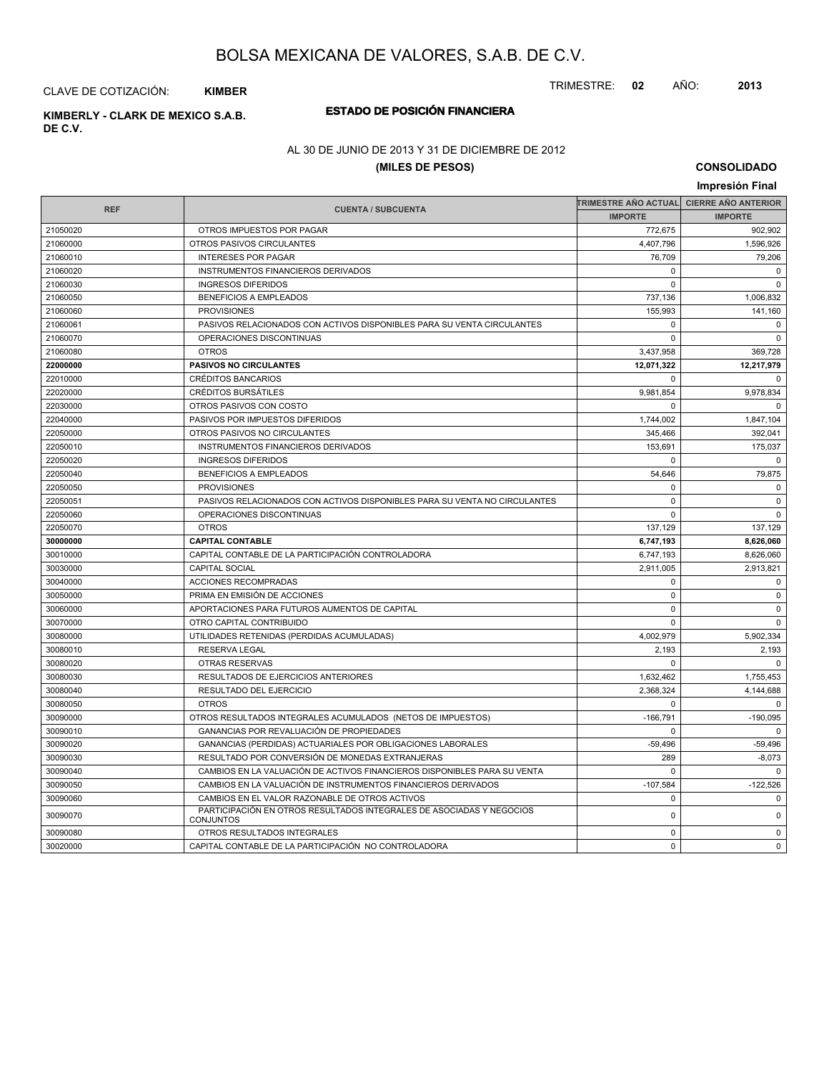# BOLSA MEXICANA DE VALORES, S.A.B. DE C.V.

CLAVE DE COTIZACIÓN: **KIMBER**

TRIMESTRE: **02** AÑO: **2013**

**KIMBERLY - CLARK DE MEXICO S.A.B. DE C.V.**

## ESTADO DE POSICIÓN FINANCIERA

AL 30 DE JUNIO DE 2013 Y 31 DE DICIEMBRE DE 2012

**(MILES DE PESOS)**

**CONSOLIDADO**

**Impresión Final**

| REF | CUENTA / SUBCUENTA | TRIMESTRE AÑO ACTUAL | CIERRE AÑO ANTERIOR |
|---|---|---|---|
| | | IMPORTE | IMPORTE |
| 21050020 | OTROS IMPUESTOS POR PAGAR | 772,675 | 902,902 |
| 21060000 | OTROS PASIVOS CIRCULANTES | 4,407,796 | 1,596,926 |
| 21060010 | INTERESES POR PAGAR | 76,709 | 79,206 |
| 21060020 | INSTRUMENTOS FINANCIEROS DERIVADOS | 0 | 0 |
| 21060030 | INGRESOS DIFERIDOS | 0 | 0 |
| 21060050 | BENEFICIOS A EMPLEADOS | 737,136 | 1,006,832 |
| 21060060 | PROVISIONES | 155,993 | 141,160 |
| 21060061 | PASIVOS RELACIONADOS CON ACTIVOS DISPONIBLES PARA SU VENTA CIRCULANTES | 0 | 0 |
| 21060070 | OPERACIONES DISCONTINUAS | 0 | 0 |
| 21060080 | OTROS | 3,437,958 | 369,728 |
| **22000000** | **PASIVOS NO CIRCULANTES** | **12,071,322** | **12,217,979** |
| 22010000 | CRÉDITOS BANCARIOS | 0 | 0 |
| 22020000 | CRÉDITOS BURSÁTILES | 9,981,854 | 9,978,834 |
| 22030000 | OTROS PASIVOS CON COSTO | 0 | 0 |
| 22040000 | PASIVOS POR IMPUESTOS DIFERIDOS | 1,744,002 | 1,847,104 |
| 22050000 | OTROS PASIVOS NO CIRCULANTES | 345,466 | 392,041 |
| 22050010 | INSTRUMENTOS FINANCIEROS DERIVADOS | 153,691 | 175,037 |
| 22050020 | INGRESOS DIFERIDOS | 0 | 0 |
| 22050040 | BENEFICIOS A EMPLEADOS | 54,646 | 79,875 |
| 22050050 | PROVISIONES | 0 | 0 |
| 22050051 | PASIVOS RELACIONADOS CON ACTIVOS DISPONIBLES PARA SU VENTA NO CIRCULANTES | 0 | 0 |
| 22050060 | OPERACIONES DISCONTINUAS | 0 | 0 |
| 22050070 | OTROS | 137,129 | 137,129 |
| **30000000** | **CAPITAL CONTABLE** | **6,747,193** | **8,626,060** |
| 30010000 | CAPITAL CONTABLE DE LA PARTICIPACIÓN CONTROLADORA | 6,747,193 | 8,626,060 |
| 30030000 | CAPITAL SOCIAL | 2,911,005 | 2,913,821 |
| 30040000 | ACCIONES RECOMPRADAS | 0 | 0 |
| 30050000 | PRIMA EN EMISIÓN DE ACCIONES | 0 | 0 |
| 30060000 | APORTACIONES PARA FUTUROS AUMENTOS DE CAPITAL | 0 | 0 |
| 30070000 | OTRO CAPITAL CONTRIBUIDO | 0 | 0 |
| 30080000 | UTILIDADES RETENIDAS (PERDIDAS ACUMULADAS) | 4,002,979 | 5,902,334 |
| 30080010 | RESERVA LEGAL | 2,193 | 2,193 |
| 30080020 | OTRAS RESERVAS | 0 | 0 |
| 30080030 | RESULTADOS DE EJERCICIOS ANTERIORES | 1,632,462 | 1,755,453 |
| 30080040 | RESULTADO DEL EJERCICIO | 2,368,324 | 4,144,688 |
| 30080050 | OTROS | 0 | 0 |
| 30090000 | OTROS RESULTADOS INTEGRALES ACUMULADOS (NETOS DE IMPUESTOS) | -166,791 | -190,095 |
| 30090010 | GANANCIAS POR REVALUACIÓN DE PROPIEDADES | 0 | 0 |
| 30090020 | GANANCIAS (PERDIDAS) ACTUARIALES POR OBLIGACIONES LABORALES | -59,496 | -59,496 |
| 30090030 | RESULTADO POR CONVERSIÓN DE MONEDAS EXTRANJERAS | 289 | -8,073 |
| 30090040 | CAMBIOS EN LA VALUACIÓN DE ACTIVOS FINANCIEROS DISPONIBLES PARA SU VENTA | 0 | 0 |
| 30090050 | CAMBIOS EN LA VALUACIÓN DE INSTRUMENTOS FINANCIEROS DERIVADOS | -107,584 | -122,526 |
| 30090060 | CAMBIOS EN EL VALOR RAZONABLE DE OTROS ACTIVOS | 0 | 0 |
| 30090070 | PARTICIPACIÓN EN OTROS RESULTADOS INTEGRALES DE ASOCIADAS Y NEGOCIOS CONJUNTOS | 0 | 0 |
| 30090080 | OTROS RESULTADOS INTEGRALES | 0 | 0 |
| 30020000 | CAPITAL CONTABLE DE LA PARTICIPACIÓN NO CONTROLADORA | 0 | 0 |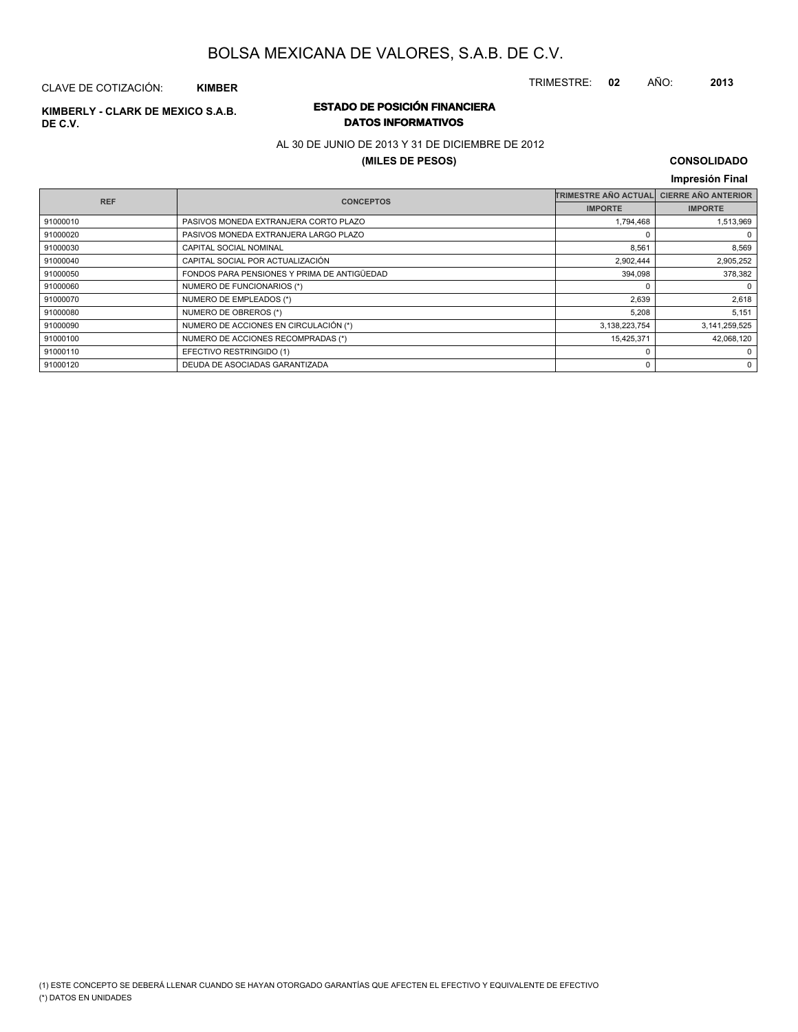# BOLSA MEXICANA DE VALORES, S.A.B. DE C.V.

CLAVE DE COTIZACIÓN: **KIMBER**

TRIMESTRE: **02** AÑO: **2013**

**KIMBERLY - CLARK DE MEXICO S.A.B. DE C.V.**

## ESTADO DE POSICIÓN FINANCIERA
### DATOS INFORMATIVOS

AL 30 DE JUNIO DE 2013 Y 31 DE DICIEMBRE DE 2012

**(MILES DE PESOS)**

**CONSOLIDADO**

**Impresión Final**

| REF | CONCEPTOS | TRIMESTRE AÑO ACTUAL | CIERRE AÑO ANTERIOR |
|---|---|---|---|
| | | IMPORTE | IMPORTE |
| 91000010 | PASIVOS MONEDA EXTRANJERA CORTO PLAZO | 1,794,468 | 1,513,969 |
| 91000020 | PASIVOS MONEDA EXTRANJERA LARGO PLAZO | 0 | 0 |
| 91000030 | CAPITAL SOCIAL NOMINAL | 8,561 | 8,569 |
| 91000040 | CAPITAL SOCIAL POR ACTUALIZACIÓN | 2,902,444 | 2,905,252 |
| 91000050 | FONDOS PARA PENSIONES Y PRIMA DE ANTIGÜEDAD | 394,098 | 378,382 |
| 91000060 | NUMERO DE FUNCIONARIOS (*) | 0 | 0 |
| 91000070 | NUMERO DE EMPLEADOS (*) | 2,639 | 2,618 |
| 91000080 | NUMERO DE OBREROS (*) | 5,208 | 5,151 |
| 91000090 | NUMERO DE ACCIONES EN CIRCULACIÓN (*) | 3,138,223,754 | 3,141,259,525 |
| 91000100 | NUMERO DE ACCIONES RECOMPRADAS (*) | 15,425,371 | 42,068,120 |
| 91000110 | EFECTIVO RESTRINGIDO (1) | 0 | 0 |
| 91000120 | DEUDA DE ASOCIADAS GARANTIZADA | 0 | 0 |

(1) ESTE CONCEPTO SE DEBERÁ LLENAR CUANDO SE HAYAN OTORGADO GARANTÍAS QUE AFECTEN EL EFECTIVO Y EQUIVALENTE DE EFECTIVO

(*) DATOS EN UNIDADES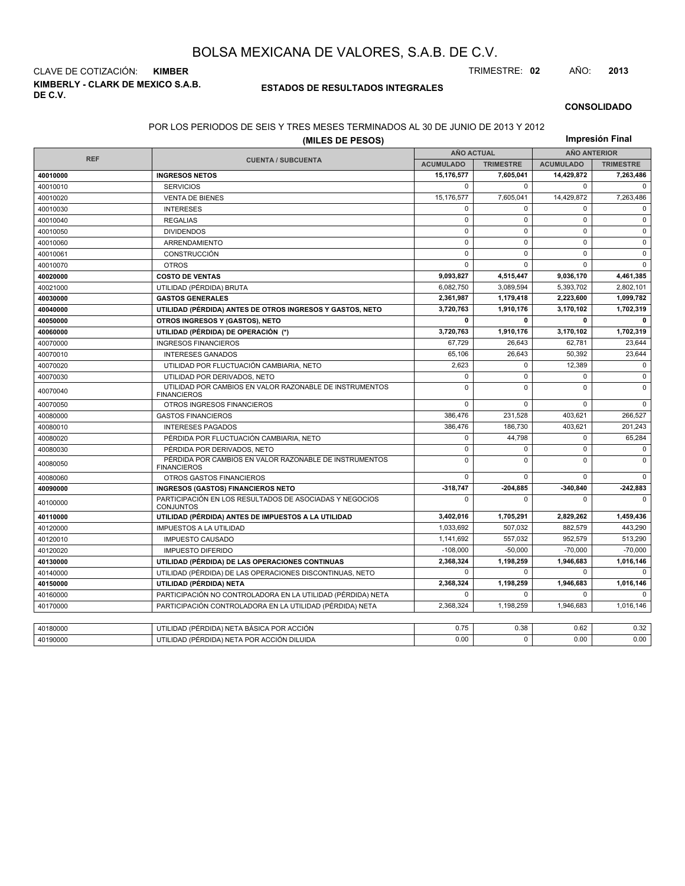# BOLSA MEXICANA DE VALORES, S.A.B. DE C.V.

CLAVE DE COTIZACIÓN: **KIMBER** TRIMESTRE: **02** AÑO: **2013**

**KIMBERLY - CLARK DE MEXICO S.A.B. DE C.V.**

## ESTADOS DE RESULTADOS INTEGRALES

**CONSOLIDADO**

POR LOS PERIODOS DE SEIS Y TRES MESES TERMINADOS AL 30 DE JUNIO DE 2013 Y 2012

**(MILES DE PESOS)**

**Impresión Final**

| REF | CUENTA / SUBCUENTA | AÑO ACTUAL | | AÑO ANTERIOR | |
|---|---|---|---|---|---|
| | | ACUMULADO | TRIMESTRE | ACUMULADO | TRIMESTRE |
| **40010000** | **INGRESOS NETOS** | **15,176,577** | **7,605,041** | **14,429,872** | **7,263,486** |
| 40010010 | SERVICIOS | 0 | 0 | 0 | 0 |
| 40010020 | VENTA DE BIENES | 15,176,577 | 7,605,041 | 14,429,872 | 7,263,486 |
| 40010030 | INTERESES | 0 | 0 | 0 | 0 |
| 40010040 | REGALIAS | 0 | 0 | 0 | 0 |
| 40010050 | DIVIDENDOS | 0 | 0 | 0 | 0 |
| 40010060 | ARRENDAMIENTO | 0 | 0 | 0 | 0 |
| 40010061 | CONSTRUCCIÓN | 0 | 0 | 0 | 0 |
| 40010070 | OTROS | 0 | 0 | 0 | 0 |
| **40020000** | **COSTO DE VENTAS** | **9,093,827** | **4,515,447** | **9,036,170** | **4,461,385** |
| 40021000 | UTILIDAD (PÉRDIDA) BRUTA | 6,082,750 | 3,089,594 | 5,393,702 | 2,802,101 |
| **40030000** | **GASTOS GENERALES** | **2,361,987** | **1,179,418** | **2,223,600** | **1,099,782** |
| **40040000** | **UTILIDAD (PÉRDIDA) ANTES DE OTROS INGRESOS Y GASTOS, NETO** | **3,720,763** | **1,910,176** | **3,170,102** | **1,702,319** |
| **40050000** | **OTROS INGRESOS Y (GASTOS), NETO** | **0** | **0** | **0** | **0** |
| **40060000** | **UTILIDAD (PÉRDIDA) DE OPERACIÓN (\*)** | **3,720,763** | **1,910,176** | **3,170,102** | **1,702,319** |
| 40070000 | INGRESOS FINANCIEROS | 67,729 | 26,643 | 62,781 | 23,644 |
| 40070010 | INTERESES GANADOS | 65,106 | 26,643 | 50,392 | 23,644 |
| 40070020 | UTILIDAD POR FLUCTUACIÓN CAMBIARIA, NETO | 2,623 | 0 | 12,389 | 0 |
| 40070030 | UTILIDAD POR DERIVADOS, NETO | 0 | 0 | 0 | 0 |
| 40070040 | UTILIDAD POR CAMBIOS EN VALOR RAZONABLE DE INSTRUMENTOS FINANCIEROS | 0 | 0 | 0 | 0 |
| 40070050 | OTROS INGRESOS FINANCIEROS | 0 | 0 | 0 | 0 |
| 40080000 | GASTOS FINANCIEROS | 386,476 | 231,528 | 403,621 | 266,527 |
| 40080010 | INTERESES PAGADOS | 386,476 | 186,730 | 403,621 | 201,243 |
| 40080020 | PÉRDIDA POR FLUCTUACIÓN CAMBIARIA, NETO | 0 | 44,798 | 0 | 65,284 |
| 40080030 | PÉRDIDA POR DERIVADOS, NETO | 0 | 0 | 0 | 0 |
| 40080050 | PÉRDIDA POR CAMBIOS EN VALOR RAZONABLE DE INSTRUMENTOS FINANCIEROS | 0 | 0 | 0 | 0 |
| 40080060 | OTROS GASTOS FINANCIEROS | 0 | 0 | 0 | 0 |
| **40090000** | **INGRESOS (GASTOS) FINANCIEROS NETO** | **-318,747** | **-204,885** | **-340,840** | **-242,883** |
| 40100000 | PARTICIPACIÓN EN LOS RESULTADOS DE ASOCIADAS Y NEGOCIOS CONJUNTOS | 0 | 0 | 0 | 0 |
| **40110000** | **UTILIDAD (PÉRDIDA) ANTES DE IMPUESTOS A LA UTILIDAD** | **3,402,016** | **1,705,291** | **2,829,262** | **1,459,436** |
| 40120000 | IMPUESTOS A LA UTILIDAD | 1,033,692 | 507,032 | 882,579 | 443,290 |
| 40120010 | IMPUESTO CAUSADO | 1,141,692 | 557,032 | 952,579 | 513,290 |
| 40120020 | IMPUESTO DIFERIDO | -108,000 | -50,000 | -70,000 | -70,000 |
| **40130000** | **UTILIDAD (PÉRDIDA) DE LAS OPERACIONES CONTINUAS** | **2,368,324** | **1,198,259** | **1,946,683** | **1,016,146** |
| 40140000 | UTILIDAD (PÉRDIDA) DE LAS OPERACIONES DISCONTINUAS, NETO | 0 | 0 | 0 | 0 |
| **40150000** | **UTILIDAD (PÉRDIDA) NETA** | **2,368,324** | **1,198,259** | **1,946,683** | **1,016,146** |
| 40160000 | PARTICIPACIÓN NO CONTROLADORA EN LA UTILIDAD (PÉRDIDA) NETA | 0 | 0 | 0 | 0 |
| 40170000 | PARTICIPACIÓN CONTROLADORA EN LA UTILIDAD (PÉRDIDA) NETA | 2,368,324 | 1,198,259 | 1,946,683 | 1,016,146 |

| | | | | | |
|---|---|---|---|---|---|
| 40180000 | UTILIDAD (PÉRDIDA) NETA BÁSICA POR ACCIÓN | 0.75 | 0.38 | 0.62 | 0.32 |
| 40190000 | UTILIDAD (PÉRDIDA) NETA POR ACCIÓN DILUIDA | 0.00 | 0 | 0.00 | 0.00 |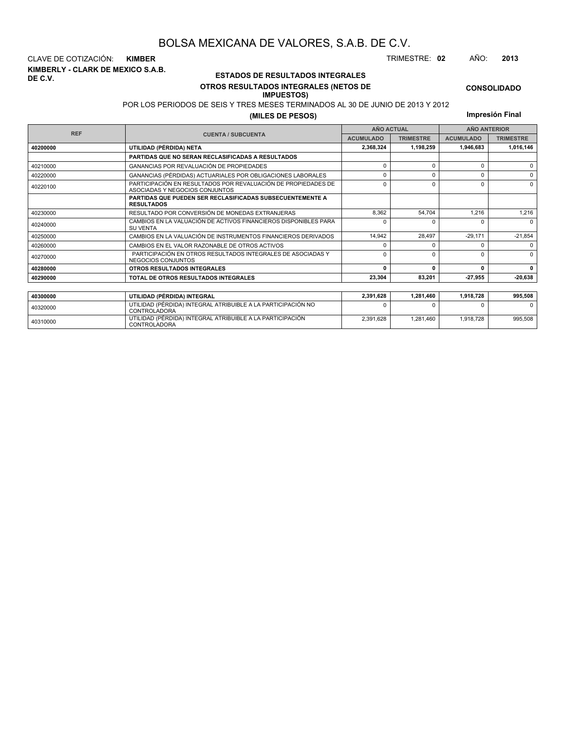# BOLSA MEXICANA DE VALORES, S.A.B. DE C.V.

CLAVE DE COTIZACIÓN: **KIMBER**

TRIMESTRE: **02** AÑO: **2013**

**KIMBERLY - CLARK DE MEXICO S.A.B. DE C.V.**

## ESTADOS DE RESULTADOS INTEGRALES

### OTROS RESULTADOS INTEGRALES (NETOS DE IMPUESTOS)

**CONSOLIDADO**

POR LOS PERIODOS DE SEIS Y TRES MESES TERMINADOS AL 30 DE JUNIO DE 2013 Y 2012

**(MILES DE PESOS)**

**Impresión Final**

| REF | CUENTA / SUBCUENTA | AÑO ACTUAL | | AÑO ANTERIOR | |
|---|---|---|---|---|---|
| | | ACUMULADO | TRIMESTRE | ACUMULADO | TRIMESTRE |
| **40200000** | **UTILIDAD (PÉRDIDA) NETA** | **2,368,324** | **1,198,259** | **1,946,683** | **1,016,146** |
| | **PARTIDAS QUE NO SERAN RECLASIFICADAS A RESULTADOS** | | | | |
| 40210000 | GANANCIAS POR REVALUACIÓN DE PROPIEDADES | 0 | 0 | 0 | 0 |
| 40220000 | GANANCIAS (PÉRDIDAS) ACTUARIALES POR OBLIGACIONES LABORALES | 0 | 0 | 0 | 0 |
| 40220100 | PARTICIPACIÓN EN RESULTADOS POR REVALUACIÓN DE PROPIEDADES DE ASOCIADAS Y NEGOCIOS CONJUNTOS | 0 | 0 | 0 | 0 |
| | **PARTIDAS QUE PUEDEN SER RECLASIFICADAS SUBSECUENTEMENTE A RESULTADOS** | | | | |
| 40230000 | RESULTADO POR CONVERSIÓN DE MONEDAS EXTRANJERAS | 8,362 | 54,704 | 1,216 | 1,216 |
| 40240000 | CAMBIOS EN LA VALUACIÓN DE ACTIVOS FINANCIEROS DISPONIBLES PARA SU VENTA | 0 | 0 | 0 | 0 |
| 40250000 | CAMBIOS EN LA VALUACIÓN DE INSTRUMENTOS FINANCIEROS DERIVADOS | 14,942 | 28,497 | -29,171 | -21,854 |
| 40260000 | CAMBIOS EN EL VALOR RAZONABLE DE OTROS ACTIVOS | 0 | 0 | 0 | 0 |
| 40270000 | PARTICIPACIÓN EN OTROS RESULTADOS INTEGRALES DE ASOCIADAS Y NEGOCIOS CONJUNTOS | 0 | 0 | 0 | 0 |
| **40280000** | **OTROS RESULTADOS INTEGRALES** | **0** | **0** | **0** | **0** |
| **40290000** | **TOTAL DE OTROS RESULTADOS INTEGRALES** | **23,304** | **83,201** | **-27,955** | **-20,638** |
| **40300000** | **UTILIDAD (PÉRDIDA) INTEGRAL** | **2,391,628** | **1,281,460** | **1,918,728** | **995,508** |
| 40320000 | UTILIDAD (PÉRDIDA) INTEGRAL ATRIBUIBLE A LA PARTICIPACIÓN NO CONTROLADORA | 0 | 0 | 0 | 0 |
| 40310000 | UTILIDAD (PÉRDIDA) INTEGRAL ATRIBUIBLE A LA PARTICIPACIÓN CONTROLADORA | 2,391,628 | 1,281,460 | 1,918,728 | 995,508 |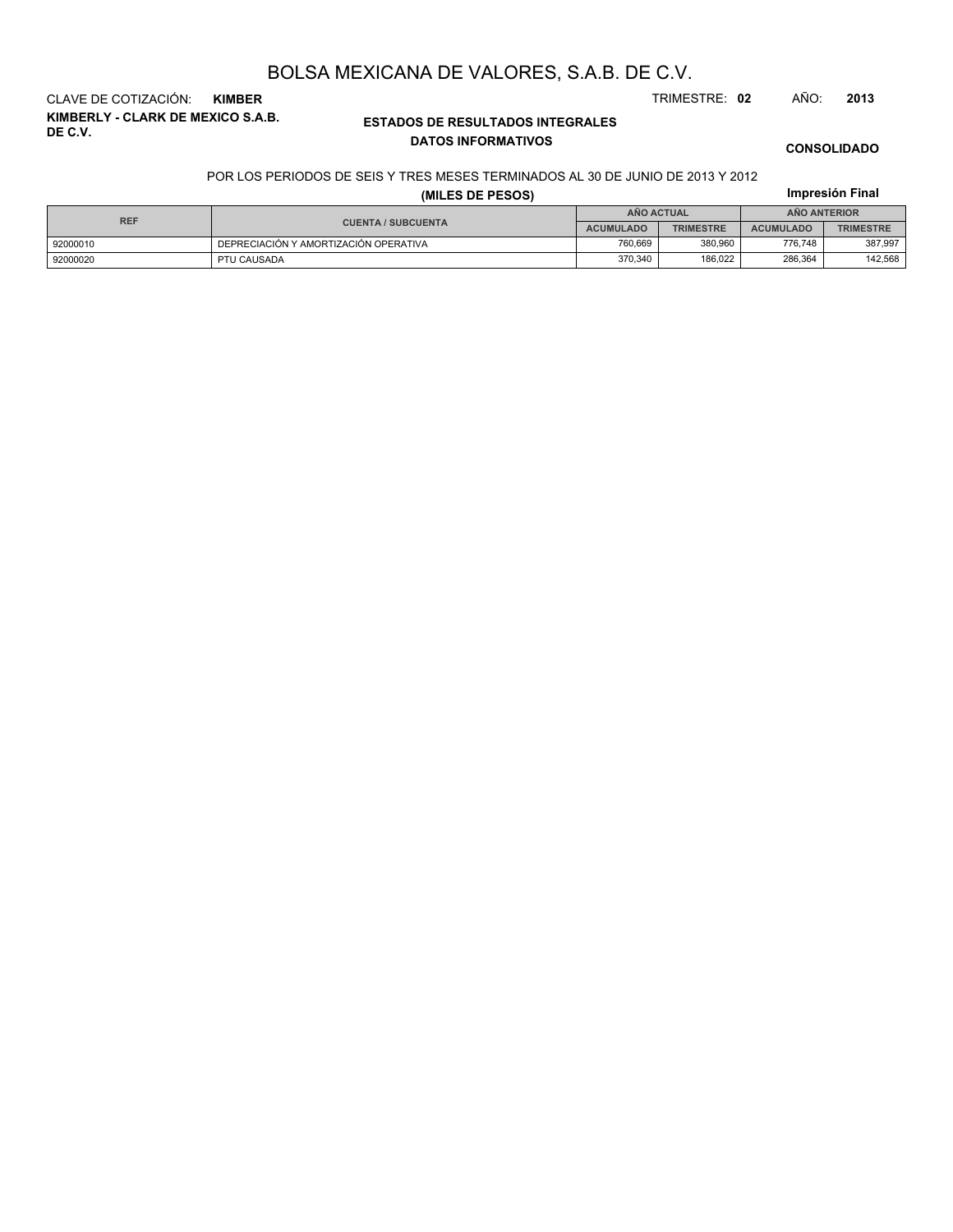# BOLSA MEXICANA DE VALORES, S.A.B. DE C.V.

CLAVE DE COTIZACIÓN: **KIMBER**

TRIMESTRE: **02** AÑO: **2013**

**KIMBERLY - CLARK DE MEXICO S.A.B. DE C.V.**

## ESTADOS DE RESULTADOS INTEGRALES
## DATOS INFORMATIVOS

**CONSOLIDADO**

POR LOS PERIODOS DE SEIS Y TRES MESES TERMINADOS AL 30 DE JUNIO DE 2013 Y 2012

**(MILES DE PESOS)**

**Impresión Final**

| REF | CUENTA / SUBCUENTA | AÑO ACTUAL | | AÑO ANTERIOR | |
|---|---|---|---|---|---|
| | | ACUMULADO | TRIMESTRE | ACUMULADO | TRIMESTRE |
| 92000010 | DEPRECIACIÓN Y AMORTIZACIÓN OPERATIVA | 760,669 | 380,960 | 776,748 | 387,997 |
| 92000020 | PTU CAUSADA | 370,340 | 186,022 | 286,364 | 142,568 |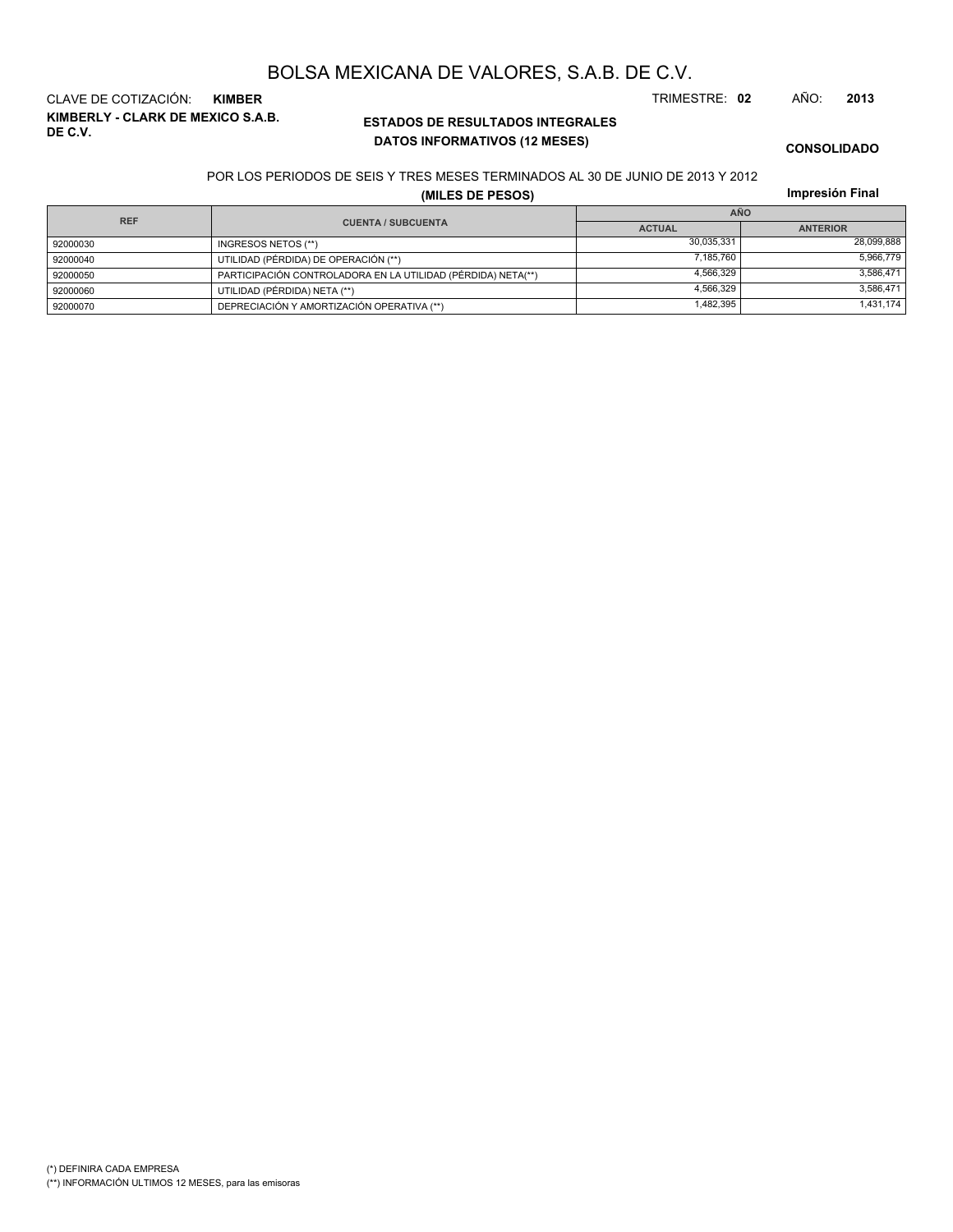# BOLSA MEXICANA DE VALORES, S.A.B. DE C.V.

CLAVE DE COTIZACIÓN: **KIMBER**

TRIMESTRE: **02** AÑO: **2013**

**KIMBERLY - CLARK DE MEXICO S.A.B. DE C.V.**

## ESTADOS DE RESULTADOS INTEGRALES
## DATOS INFORMATIVOS (12 MESES)

**CONSOLIDADO**

POR LOS PERIODOS DE SEIS Y TRES MESES TERMINADOS AL 30 DE JUNIO DE 2013 Y 2012

**(MILES DE PESOS)**

**Impresión Final**

| REF | CUENTA / SUBCUENTA | AÑO | |
|---|---|---|---|
| | | ACTUAL | ANTERIOR |
| 92000030 | INGRESOS NETOS (**) | 30,035,331 | 28,099,888 |
| 92000040 | UTILIDAD (PÉRDIDA) DE OPERACIÓN (**) | 7,185,760 | 5,966,779 |
| 92000050 | PARTICIPACIÓN CONTROLADORA EN LA UTILIDAD (PÉRDIDA) NETA(**) | 4,566,329 | 3,586,471 |
| 92000060 | UTILIDAD (PÉRDIDA) NETA (**) | 4,566,329 | 3,586,471 |
| 92000070 | DEPRECIACIÓN Y AMORTIZACIÓN OPERATIVA (**) | 1,482,395 | 1,431,174 |

(*) DEFINIRA CADA EMPRESA

(**) INFORMACIÓN ULTIMOS 12 MESES, para las emisoras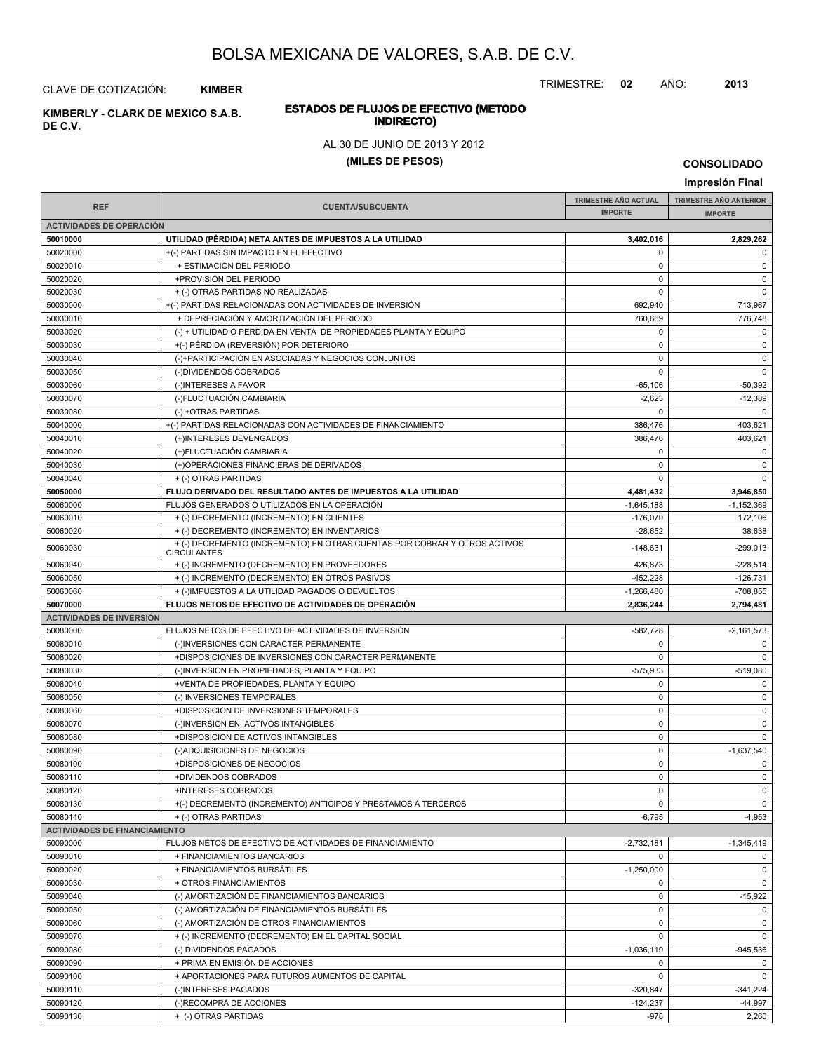# BOLSA MEXICANA DE VALORES, S.A.B. DE C.V.

CLAVE DE COTIZACIÓN: **KIMBER**

TRIMESTRE: **02** AÑO: **2013**

**KIMBERLY - CLARK DE MEXICO S.A.B. DE C.V.**

## ESTADOS DE FLUJOS DE EFECTIVO (METODO INDIRECTO)

AL 30 DE JUNIO DE 2013 Y 2012

**(MILES DE PESOS)**

**CONSOLIDADO**

**Impresión Final**

| REF | CUENTA/SUBCUENTA | TRIMESTRE AÑO ACTUAL IMPORTE | TRIMESTRE AÑO ANTERIOR IMPORTE |
|---|---|---|---|
| **ACTIVIDADES DE OPERACIÓN** | | | |
| **50010000** | **UTILIDAD (PÉRDIDA) NETA ANTES DE IMPUESTOS A LA UTILIDAD** | **3,402,016** | **2,829,262** |
| 50020000 | +(-) PARTIDAS SIN IMPACTO EN EL EFECTIVO | 0 | 0 |
| 50020010 | + ESTIMACIÓN DEL PERIODO | 0 | 0 |
| 50020020 | +PROVISIÓN DEL PERIODO | 0 | 0 |
| 50020030 | + (-) OTRAS PARTIDAS NO REALIZADAS | 0 | 0 |
| 50030000 | +(-) PARTIDAS RELACIONADAS CON ACTIVIDADES DE INVERSIÓN | 692,940 | 713,967 |
| 50030010 | + DEPRECIACIÓN Y AMORTIZACIÓN DEL PERIODO | 760,669 | 776,748 |
| 50030020 | (-) + UTILIDAD O PERDIDA EN VENTA DE PROPIEDADES PLANTA Y EQUIPO | 0 | 0 |
| 50030030 | +(-) PÉRDIDA (REVERSIÓN) POR DETERIORO | 0 | 0 |
| 50030040 | (-)+PARTICIPACIÓN EN ASOCIADAS Y NEGOCIOS CONJUNTOS | 0 | 0 |
| 50030050 | (-)DIVIDENDOS COBRADOS | 0 | 0 |
| 50030060 | (-)INTERESES A FAVOR | -65,106 | -50,392 |
| 50030070 | (-)FLUCTUACIÓN CAMBIARIA | -2,623 | -12,389 |
| 50030080 | (-) +OTRAS PARTIDAS | 0 | 0 |
| 50040000 | +(-) PARTIDAS RELACIONADAS CON ACTIVIDADES DE FINANCIAMIENTO | 386,476 | 403,621 |
| 50040010 | (+)INTERESES DEVENGADOS | 386,476 | 403,621 |
| 50040020 | (+)FLUCTUACIÓN CAMBIARIA | 0 | 0 |
| 50040030 | (+)OPERACIONES FINANCIERAS DE DERIVADOS | 0 | 0 |
| 50040040 | + (-) OTRAS PARTIDAS | 0 | 0 |
| **50050000** | **FLUJO DERIVADO DEL RESULTADO ANTES DE IMPUESTOS A LA UTILIDAD** | **4,481,432** | **3,946,850** |
| 50060000 | FLUJOS GENERADOS O UTILIZADOS EN LA OPERACIÓN | -1,645,188 | -1,152,369 |
| 50060010 | + (-) DECREMENTO (INCREMENTO) EN CLIENTES | -176,070 | 172,106 |
| 50060020 | + (-) DECREMENTO (INCREMENTO) EN INVENTARIOS | -28,652 | 38,638 |
| 50060030 | + (-) DECREMENTO (INCREMENTO) EN OTRAS CUENTAS POR COBRAR Y OTROS ACTIVOS CIRCULANTES | -148,631 | -299,013 |
| 50060040 | + (-) INCREMENTO (DECREMENTO) EN PROVEEDORES | 426,873 | -228,514 |
| 50060050 | + (-) INCREMENTO (DECREMENTO) EN OTROS PASIVOS | -452,228 | -126,731 |
| 50060060 | + (-)IMPUESTOS A LA UTILIDAD PAGADOS O DEVUELTOS | -1,266,480 | -708,855 |
| **50070000** | **FLUJOS NETOS DE EFECTIVO DE ACTIVIDADES DE OPERACIÓN** | **2,836,244** | **2,794,481** |
| **ACTIVIDADES DE INVERSIÓN** | | | |
| 50080000 | FLUJOS NETOS DE EFECTIVO DE ACTIVIDADES DE INVERSIÓN | -582,728 | -2,161,573 |
| 50080010 | (-)INVERSIONES CON CARÁCTER PERMANENTE | 0 | 0 |
| 50080020 | +DISPOSICIONES DE INVERSIONES CON CARÁCTER PERMANENTE | 0 | 0 |
| 50080030 | (-)INVERSION EN PROPIEDADES, PLANTA Y EQUIPO | -575,933 | -519,080 |
| 50080040 | +VENTA DE PROPIEDADES, PLANTA Y EQUIPO | 0 | 0 |
| 50080050 | (-) INVERSIONES TEMPORALES | 0 | 0 |
| 50080060 | +DISPOSICION DE INVERSIONES TEMPORALES | 0 | 0 |
| 50080070 | (-)INVERSION EN ACTIVOS INTANGIBLES | 0 | 0 |
| 50080080 | +DISPOSICION DE ACTIVOS INTANGIBLES | 0 | 0 |
| 50080090 | (-)ADQUISICIONES DE NEGOCIOS | 0 | -1,637,540 |
| 50080100 | +DISPOSICIONES DE NEGOCIOS | 0 | 0 |
| 50080110 | +DIVIDENDOS COBRADOS | 0 | 0 |
| 50080120 | +INTERESES COBRADOS | 0 | 0 |
| 50080130 | +(-) DECREMENTO (INCREMENTO) ANTICIPOS Y PRESTAMOS A TERCEROS | 0 | 0 |
| 50080140 | + (-) OTRAS PARTIDAS | -6,795 | -4,953 |
| **ACTIVIDADES DE FINANCIAMIENTO** | | | |
| 50090000 | FLUJOS NETOS DE EFECTIVO DE ACTIVIDADES DE FINANCIAMIENTO | -2,732,181 | -1,345,419 |
| 50090010 | + FINANCIAMIENTOS BANCARIOS | 0 | 0 |
| 50090020 | + FINANCIAMIENTOS BURSÁTILES | -1,250,000 | 0 |
| 50090030 | + OTROS FINANCIAMIENTOS | 0 | 0 |
| 50090040 | (-) AMORTIZACIÓN DE FINANCIAMIENTOS BANCARIOS | 0 | -15,922 |
| 50090050 | (-) AMORTIZACIÓN DE FINANCIAMIENTOS BURSÁTILES | 0 | 0 |
| 50090060 | (-) AMORTIZACIÓN DE OTROS FINANCIAMIENTOS | 0 | 0 |
| 50090070 | + (-) INCREMENTO (DECREMENTO) EN EL CAPITAL SOCIAL | 0 | 0 |
| 50090080 | (-) DIVIDENDOS PAGADOS | -1,036,119 | -945,536 |
| 50090090 | + PRIMA EN EMISIÓN DE ACCIONES | 0 | 0 |
| 50090100 | + APORTACIONES PARA FUTUROS AUMENTOS DE CAPITAL | 0 | 0 |
| 50090110 | (-)INTERESES PAGADOS | -320,847 | -341,224 |
| 50090120 | (-)RECOMPRA DE ACCIONES | -124,237 | -44,997 |
| 50090130 | + (-) OTRAS PARTIDAS | -978 | 2,260 |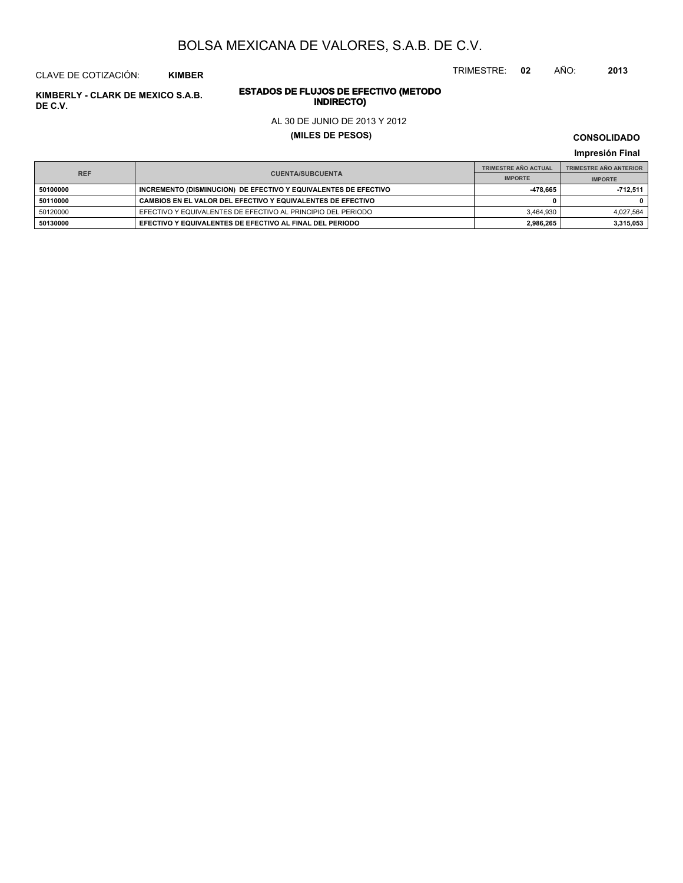# BOLSA MEXICANA DE VALORES, S.A.B. DE C.V.

CLAVE DE COTIZACIÓN: **KIMBER**

TRIMESTRE: **02** AÑO: **2013**

**KIMBERLY - CLARK DE MEXICO S.A.B. DE C.V.**

**ESTADOS DE FLUJOS DE EFECTIVO (METODO INDIRECTO)**

AL 30 DE JUNIO DE 2013 Y 2012

**(MILES DE PESOS)**

**CONSOLIDADO**

**Impresión Final**

| REF | CUENTA/SUBCUENTA | TRIMESTRE AÑO ACTUAL | TRIMESTRE AÑO ANTERIOR |
|---|---|---|---|
| | | IMPORTE | IMPORTE |
| **50100000** | **INCREMENTO (DISMINUCION) DE EFECTIVO Y EQUIVALENTES DE EFECTIVO** | **-478,665** | **-712,511** |
| **50110000** | **CAMBIOS EN EL VALOR DEL EFECTIVO Y EQUIVALENTES DE EFECTIVO** | **0** | **0** |
| 50120000 | EFECTIVO Y EQUIVALENTES DE EFECTIVO AL PRINCIPIO DEL PERIODO | 3,464,930 | 4,027,564 |
| **50130000** | **EFECTIVO Y EQUIVALENTES DE EFECTIVO AL FINAL DEL PERIODO** | **2,986,265** | **3,315,053** |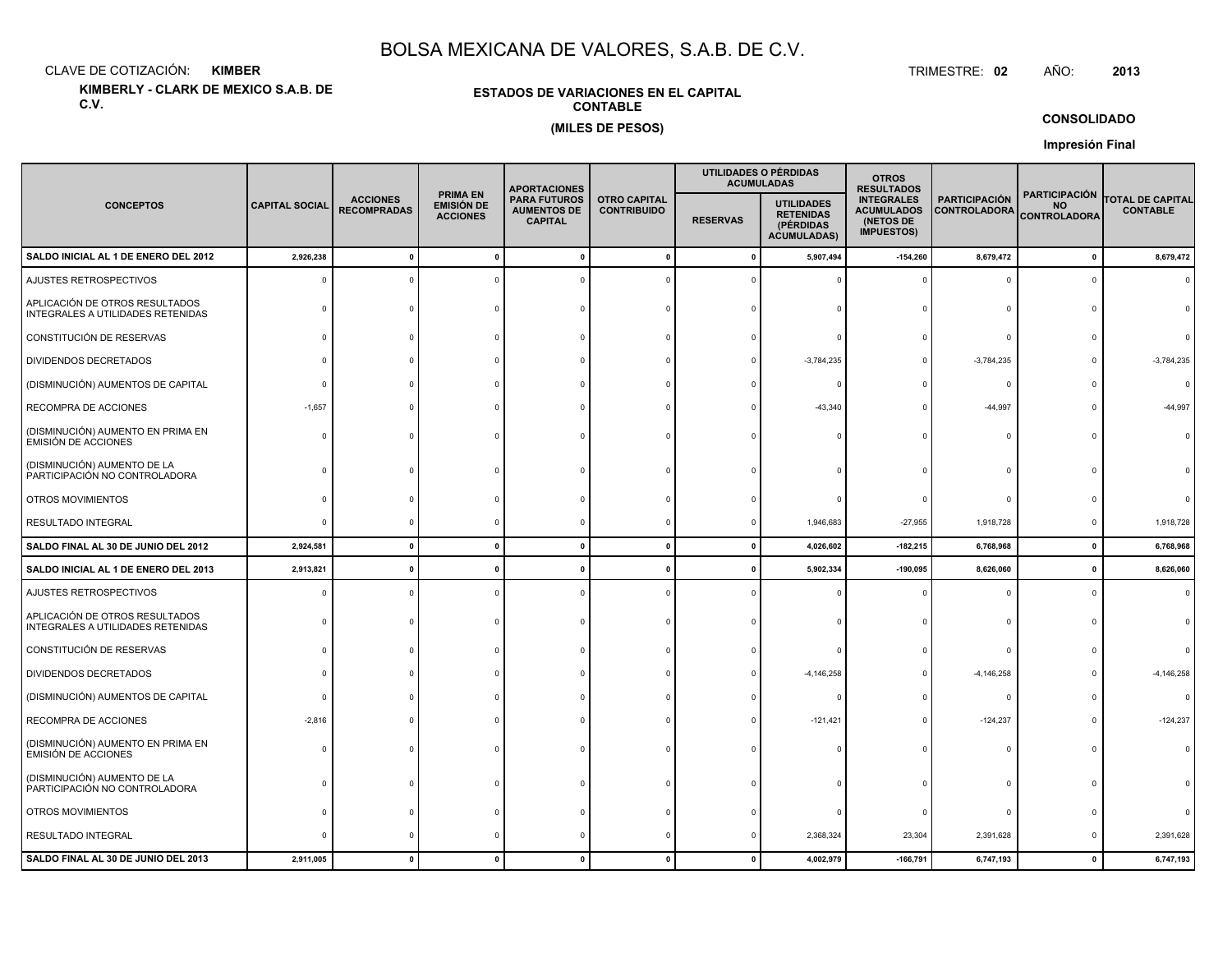# BOLSA MEXICANA DE VALORES, S.A.B. DE C.V.

CLAVE DE COTIZACIÓN: **KIMBER**

TRIMESTRE: **02** AÑO: **2013**

**KIMBERLY - CLARK DE MEXICO S.A.B. DE C.V.**

**ESTADOS DE VARIACIONES EN EL CAPITAL CONTABLE**

**(MILES DE PESOS)**

**CONSOLIDADO**

**Impresión Final**

| CONCEPTOS | CAPITAL SOCIAL | ACCIONES RECOMPRADAS | PRIMA EN EMISIÓN DE ACCIONES | APORTACIONES PARA FUTUROS AUMENTOS DE CAPITAL | OTRO CAPITAL CONTRIBUIDO | UTILIDADES O PÉRDIDAS ACUMULADAS | | OTROS RESULTADOS INTEGRALES ACUMULADOS (NETOS DE IMPUESTOS) | PARTICIPACIÓN CONTROLADORA | PARTICIPACIÓN NO CONTROLADORA | TOTAL DE CAPITAL CONTABLE |
|---|---|---|---|---|---|---|---|---|---|---|---|
| | | | | | | RESERVAS | UTILIDADES RETENIDAS (PÉRDIDAS ACUMULADAS) | | | | |
| **SALDO INICIAL AL 1 DE ENERO DEL 2012** | **2,926,238** | **0** | **0** | **0** | **0** | **0** | **5,907,494** | **-154,260** | **8,679,472** | **0** | **8,679,472** |
| AJUSTES RETROSPECTIVOS | 0 | 0 | 0 | 0 | 0 | 0 | 0 | 0 | 0 | 0 | 0 |
| APLICACIÓN DE OTROS RESULTADOS INTEGRALES A UTILIDADES RETENIDAS | 0 | 0 | 0 | 0 | 0 | 0 | 0 | 0 | 0 | 0 | 0 |
| CONSTITUCIÓN DE RESERVAS | 0 | 0 | 0 | 0 | 0 | 0 | 0 | 0 | 0 | 0 | 0 |
| DIVIDENDOS DECRETADOS | 0 | 0 | 0 | 0 | 0 | 0 | -3,784,235 | 0 | -3,784,235 | 0 | -3,784,235 |
| (DISMINUCIÓN) AUMENTOS DE CAPITAL | 0 | 0 | 0 | 0 | 0 | 0 | 0 | 0 | 0 | 0 | 0 |
| RECOMPRA DE ACCIONES | -1,657 | 0 | 0 | 0 | 0 | 0 | -43,340 | 0 | -44,997 | 0 | -44,997 |
| (DISMINUCIÓN) AUMENTO EN PRIMA EN EMISIÓN DE ACCIONES | 0 | 0 | 0 | 0 | 0 | 0 | 0 | 0 | 0 | 0 | 0 |
| (DISMINUCIÓN) AUMENTO DE LA PARTICIPACIÓN NO CONTROLADORA | 0 | 0 | 0 | 0 | 0 | 0 | 0 | 0 | 0 | 0 | 0 |
| OTROS MOVIMIENTOS | 0 | 0 | 0 | 0 | 0 | 0 | 0 | 0 | 0 | 0 | 0 |
| RESULTADO INTEGRAL | 0 | 0 | 0 | 0 | 0 | 0 | 1,946,683 | -27,955 | 1,918,728 | 0 | 1,918,728 |
| **SALDO FINAL AL 30 DE JUNIO DEL 2012** | **2,924,581** | **0** | **0** | **0** | **0** | **0** | **4,026,602** | **-182,215** | **6,768,968** | **0** | **6,768,968** |
| **SALDO INICIAL AL 1 DE ENERO DEL 2013** | **2,913,821** | **0** | **0** | **0** | **0** | **0** | **5,902,334** | **-190,095** | **8,626,060** | **0** | **8,626,060** |
| AJUSTES RETROSPECTIVOS | 0 | 0 | 0 | 0 | 0 | 0 | 0 | 0 | 0 | 0 | 0 |
| APLICACIÓN DE OTROS RESULTADOS INTEGRALES A UTILIDADES RETENIDAS | 0 | 0 | 0 | 0 | 0 | 0 | 0 | 0 | 0 | 0 | 0 |
| CONSTITUCIÓN DE RESERVAS | 0 | 0 | 0 | 0 | 0 | 0 | 0 | 0 | 0 | 0 | 0 |
| DIVIDENDOS DECRETADOS | 0 | 0 | 0 | 0 | 0 | 0 | -4,146,258 | 0 | -4,146,258 | 0 | -4,146,258 |
| (DISMINUCIÓN) AUMENTOS DE CAPITAL | 0 | 0 | 0 | 0 | 0 | 0 | 0 | 0 | 0 | 0 | 0 |
| RECOMPRA DE ACCIONES | -2,816 | 0 | 0 | 0 | 0 | 0 | -121,421 | 0 | -124,237 | 0 | -124,237 |
| (DISMINUCIÓN) AUMENTO EN PRIMA EN EMISIÓN DE ACCIONES | 0 | 0 | 0 | 0 | 0 | 0 | 0 | 0 | 0 | 0 | 0 |
| (DISMINUCIÓN) AUMENTO DE LA PARTICIPACIÓN NO CONTROLADORA | 0 | 0 | 0 | 0 | 0 | 0 | 0 | 0 | 0 | 0 | 0 |
| OTROS MOVIMIENTOS | 0 | 0 | 0 | 0 | 0 | 0 | 0 | 0 | 0 | 0 | 0 |
| RESULTADO INTEGRAL | 0 | 0 | 0 | 0 | 0 | 0 | 2,368,324 | 23,304 | 2,391,628 | 0 | 2,391,628 |
| **SALDO FINAL AL 30 DE JUNIO DEL 2013** | **2,911,005** | **0** | **0** | **0** | **0** | **0** | **4,002,979** | **-166,791** | **6,747,193** | **0** | **6,747,193** |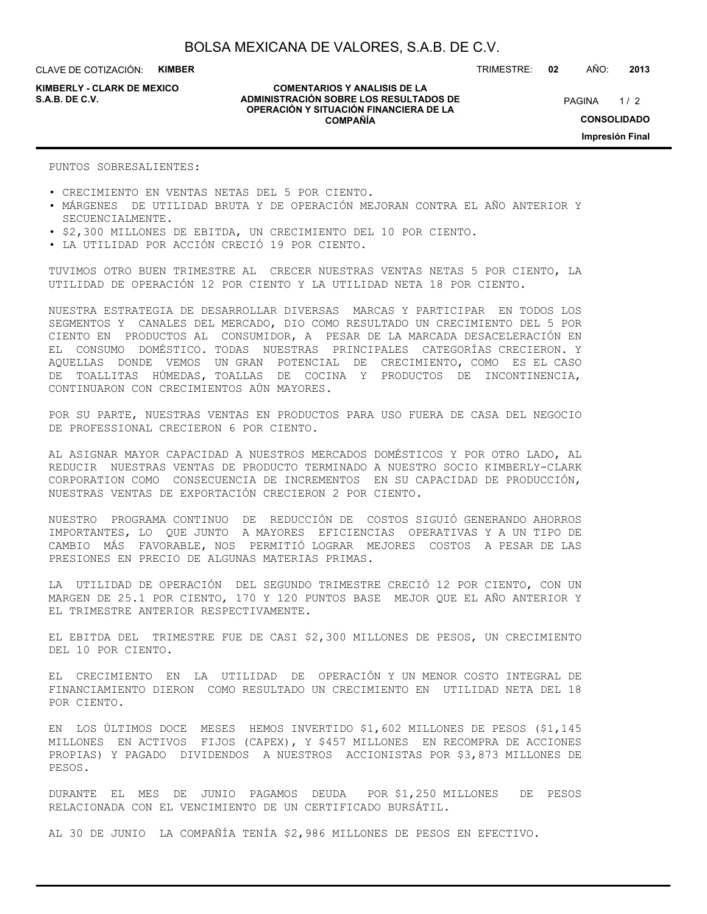PUNTOS SOBRESALIENTES:

- CRECIMIENTO EN VENTAS NETAS DEL 5 POR CIENTO.
- MÁRGENES DE UTILIDAD BRUTA Y DE OPERACIÓN MEJORAN CONTRA EL AÑO ANTERIOR Y SECUENCIALMENTE.
- $2,300 MILLONES DE EBITDA, UN CRECIMIENTO DEL 10 POR CIENTO.
- LA UTILIDAD POR ACCIÓN CRECIÓ 19 POR CIENTO.

TUVIMOS OTRO BUEN TRIMESTRE AL CRECER NUESTRAS VENTAS NETAS 5 POR CIENTO, LA UTILIDAD DE OPERACIÓN 12 POR CIENTO Y LA UTILIDAD NETA 18 POR CIENTO.

NUESTRA ESTRATEGIA DE DESARROLLAR DIVERSAS MARCAS Y PARTICIPAR EN TODOS LOS SEGMENTOS Y CANALES DEL MERCADO, DIO COMO RESULTADO UN CRECIMIENTO DEL 5 POR CIENTO EN PRODUCTOS AL CONSUMIDOR, A PESAR DE LA MARCADA DESACELERACIÓN EN EL CONSUMO DOMÉSTICO. TODAS NUESTRAS PRINCIPALES CATEGORÍAS CRECIERON. Y AQUELLAS DONDE VEMOS UN GRAN POTENCIAL DE CRECIMIENTO, COMO ES EL CASO DE TOALLITAS HÚMEDAS, TOALLAS DE COCINA Y PRODUCTOS DE INCONTINENCIA, CONTINUARON CON CRECIMIENTOS AÚN MAYORES.

POR SU PARTE, NUESTRAS VENTAS EN PRODUCTOS PARA USO FUERA DE CASA DEL NEGOCIO DE PROFESSIONAL CRECIERON 6 POR CIENTO.

AL ASIGNAR MAYOR CAPACIDAD A NUESTROS MERCADOS DOMÉSTICOS Y POR OTRO LADO, AL REDUCIR NUESTRAS VENTAS DE PRODUCTO TERMINADO A NUESTRO SOCIO KIMBERLY-CLARK CORPORATION COMO CONSECUENCIA DE INCREMENTOS EN SU CAPACIDAD DE PRODUCCIÓN, NUESTRAS VENTAS DE EXPORTACIÓN CRECIERON 2 POR CIENTO.

NUESTRO PROGRAMA CONTINUO DE REDUCCIÓN DE COSTOS SIGUIÓ GENERANDO AHORROS IMPORTANTES, LO QUE JUNTO A MAYORES EFICIENCIAS OPERATIVAS Y A UN TIPO DE CAMBIO MÁS FAVORABLE, NOS PERMITIÓ LOGRAR MEJORES COSTOS A PESAR DE LAS PRESIONES EN PRECIO DE ALGUNAS MATERIAS PRIMAS.

LA UTILIDAD DE OPERACIÓN DEL SEGUNDO TRIMESTRE CRECIÓ 12 POR CIENTO, CON UN MARGEN DE 25.1 POR CIENTO, 170 Y 120 PUNTOS BASE MEJOR QUE EL AÑO ANTERIOR Y EL TRIMESTRE ANTERIOR RESPECTIVAMENTE.

EL EBITDA DEL TRIMESTRE FUE DE CASI $2,300 MILLONES DE PESOS, UN CRECIMIENTO DEL 10 POR CIENTO.

EL CRECIMIENTO EN LA UTILIDAD DE OPERACIÓN Y UN MENOR COSTO INTEGRAL DE FINANCIAMIENTO DIERON COMO RESULTADO UN CRECIMIENTO EN UTILIDAD NETA DEL 18 POR CIENTO.

EN LOS ÚLTIMOS DOCE MESES HEMOS INVERTIDO $1,602 MILLONES DE PESOS ($1,145 MILLONES EN ACTIVOS FIJOS (CAPEX), Y $457 MILLONES EN RECOMPRA DE ACCIONES PROPIAS) Y PAGADO DIVIDENDOS A NUESTROS ACCIONISTAS POR $3,873 MILLONES DE PESOS.

DURANTE EL MES DE JUNIO PAGAMOS DEUDA POR $1,250 MILLONES DE PESOS RELACIONADA CON EL VENCIMIENTO DE UN CERTIFICADO BURSÁTIL.

AL 30 DE JUNIO LA COMPAÑÍA TENÍA $2,986 MILLONES DE PESOS EN EFECTIVO.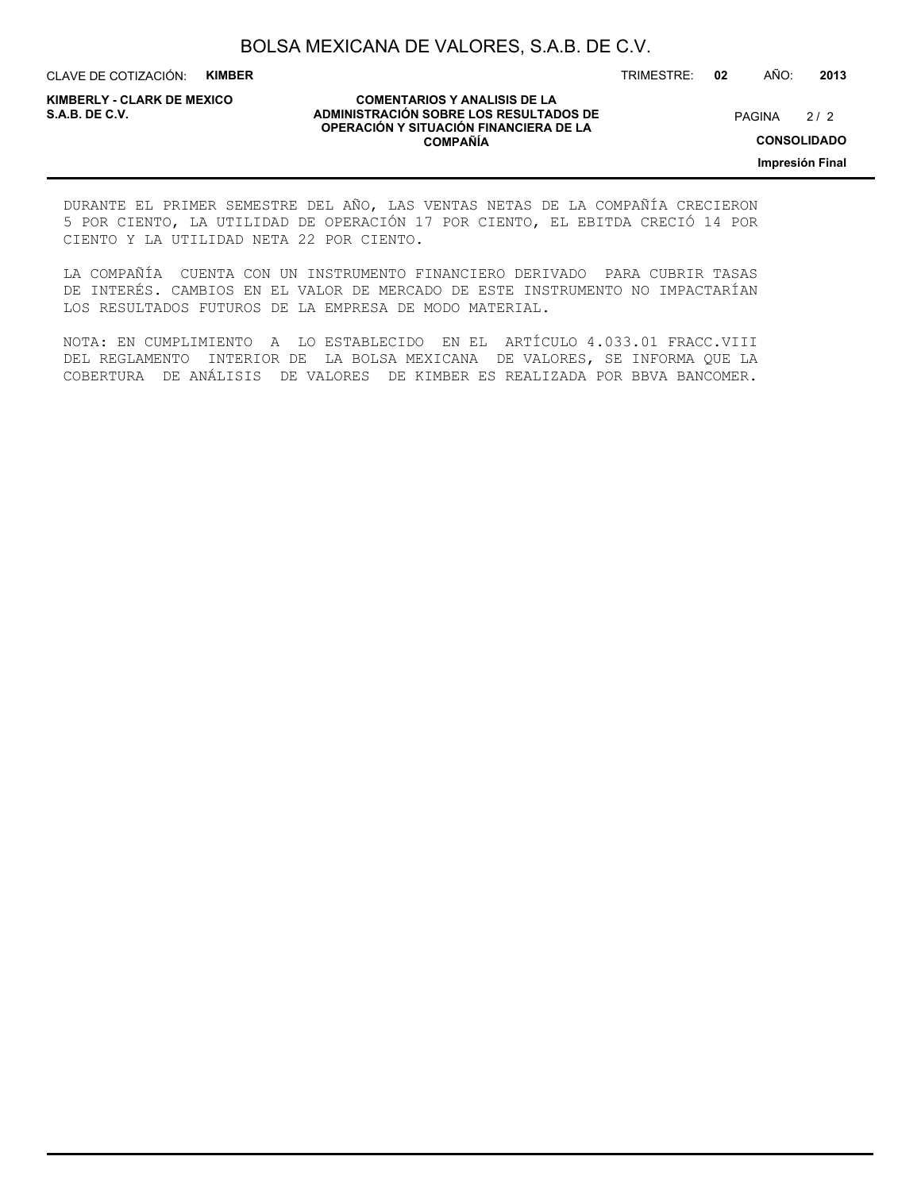DURANTE EL PRIMER SEMESTRE DEL AÑO, LAS VENTAS NETAS DE LA COMPAÑÍA CRECIERON 5 POR CIENTO, LA UTILIDAD DE OPERACIÓN 17 POR CIENTO, EL EBITDA CRECIÓ 14 POR CIENTO Y LA UTILIDAD NETA 22 POR CIENTO.

LA COMPAÑÍA CUENTA CON UN INSTRUMENTO FINANCIERO DERIVADO PARA CUBRIR TASAS DE INTERÉS. CAMBIOS EN EL VALOR DE MERCADO DE ESTE INSTRUMENTO NO IMPACTARÍAN LOS RESULTADOS FUTUROS DE LA EMPRESA DE MODO MATERIAL.

NOTA: EN CUMPLIMIENTO A LO ESTABLECIDO EN EL ARTÍCULO 4.033.01 FRACC.VIII DEL REGLAMENTO INTERIOR DE LA BOLSA MEXICANA DE VALORES, SE INFORMA QUE LA COBERTURA DE ANÁLISIS DE VALORES DE KIMBER ES REALIZADA POR BBVA BANCOMER.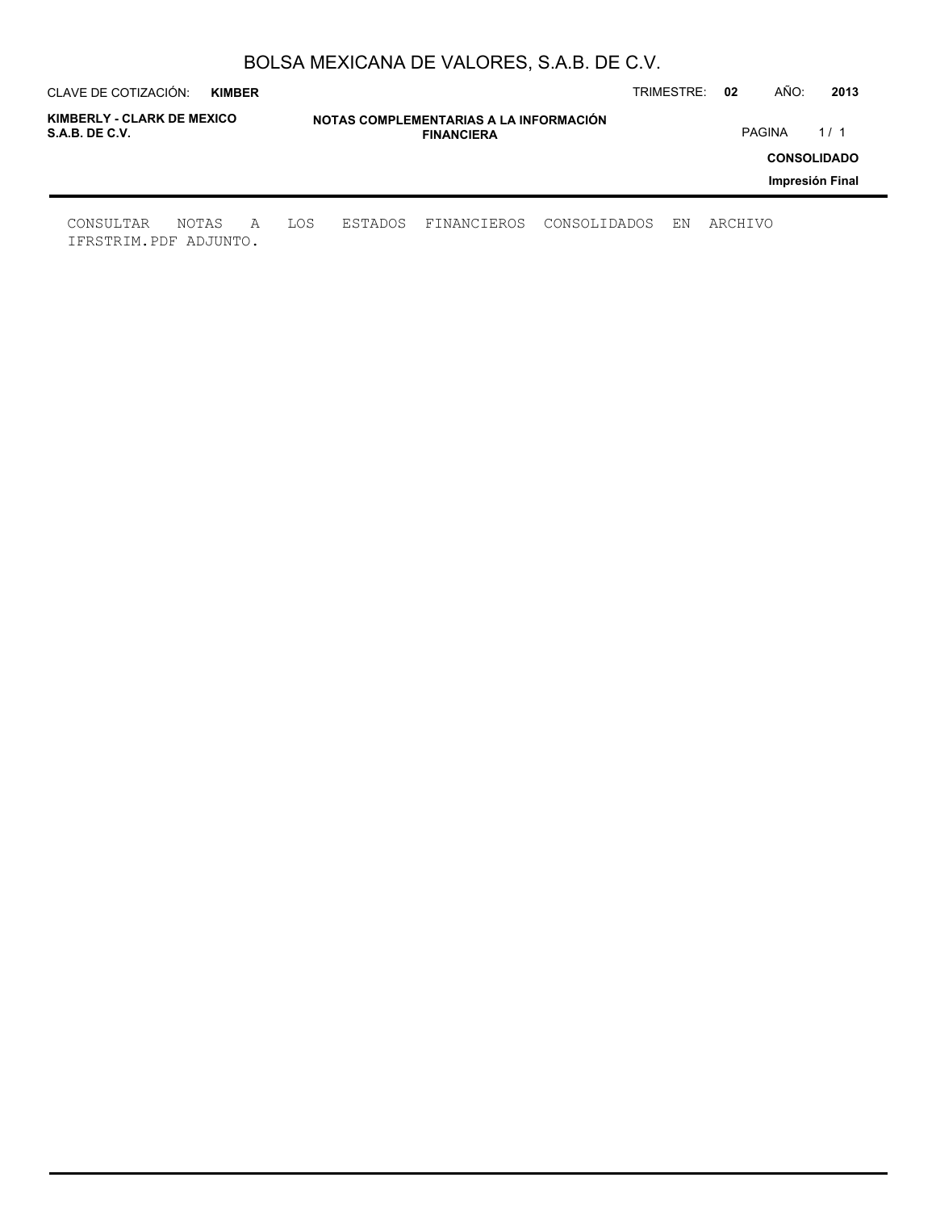CONSULTAR NOTAS A LOS ESTADOS FINANCIEROS CONSOLIDADOS EN ARCHIVO IFRSTRIM.PDF ADJUNTO.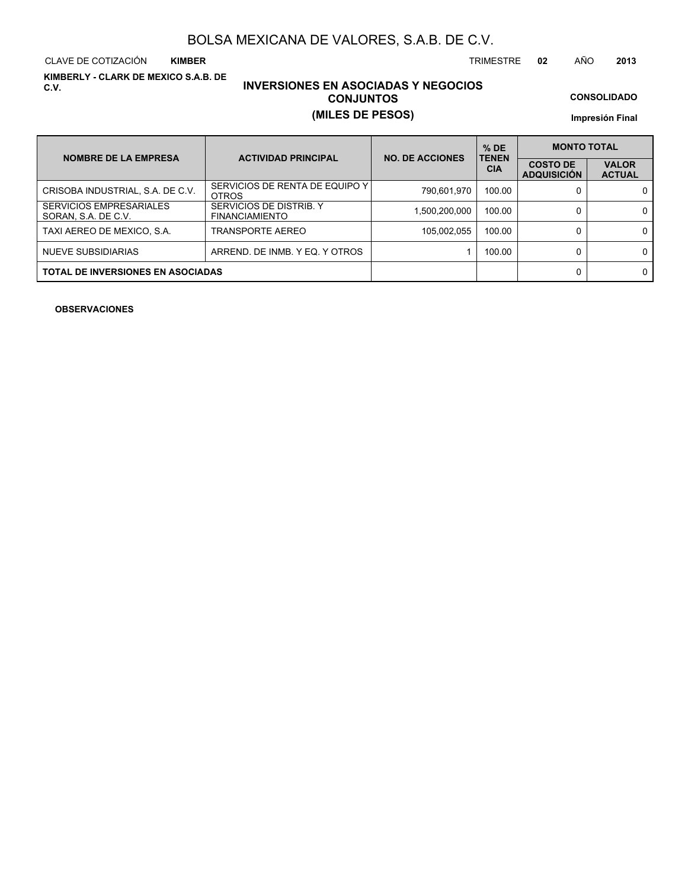# BOLSA MEXICANA DE VALORES, S.A.B. DE C.V.

CLAVE DE COTIZACIÓN **KIMBER** TRIMESTRE **02** AÑO **2013**

**KIMBERLY - CLARK DE MEXICO S.A.B. DE C.V.**

## INVERSIONES EN ASOCIADAS Y NEGOCIOS CONJUNTOS
## (MILES DE PESOS)

**CONSOLIDADO**

**Impresión Final**

| NOMBRE DE LA EMPRESA | ACTIVIDAD PRINCIPAL | NO. DE ACCIONES | % DE TENENCIA | MONTO TOTAL | |
|---|---|---|---|---|---|
| | | | | COSTO DE ADQUISICIÓN | VALOR ACTUAL |
| CRISOBA INDUSTRIAL, S.A. DE C.V. | SERVICIOS DE RENTA DE EQUIPO Y OTROS | 790,601,970 | 100.00 | 0 | 0 |
| SERVICIOS EMPRESARIALES SORAN, S.A. DE C.V. | SERVICIOS DE DISTRIB. Y FINANCIAMIENTO | 1,500,200,000 | 100.00 | 0 | 0 |
| TAXI AEREO DE MEXICO, S.A. | TRANSPORTE AEREO | 105,002,055 | 100.00 | 0 | 0 |
| NUEVE SUBSIDIARIAS | ARREND. DE INMB. Y EQ. Y OTROS | 1 | 100.00 | 0 | 0 |
| **TOTAL DE INVERSIONES EN ASOCIADAS** | | | | 0 | 0 |

**OBSERVACIONES**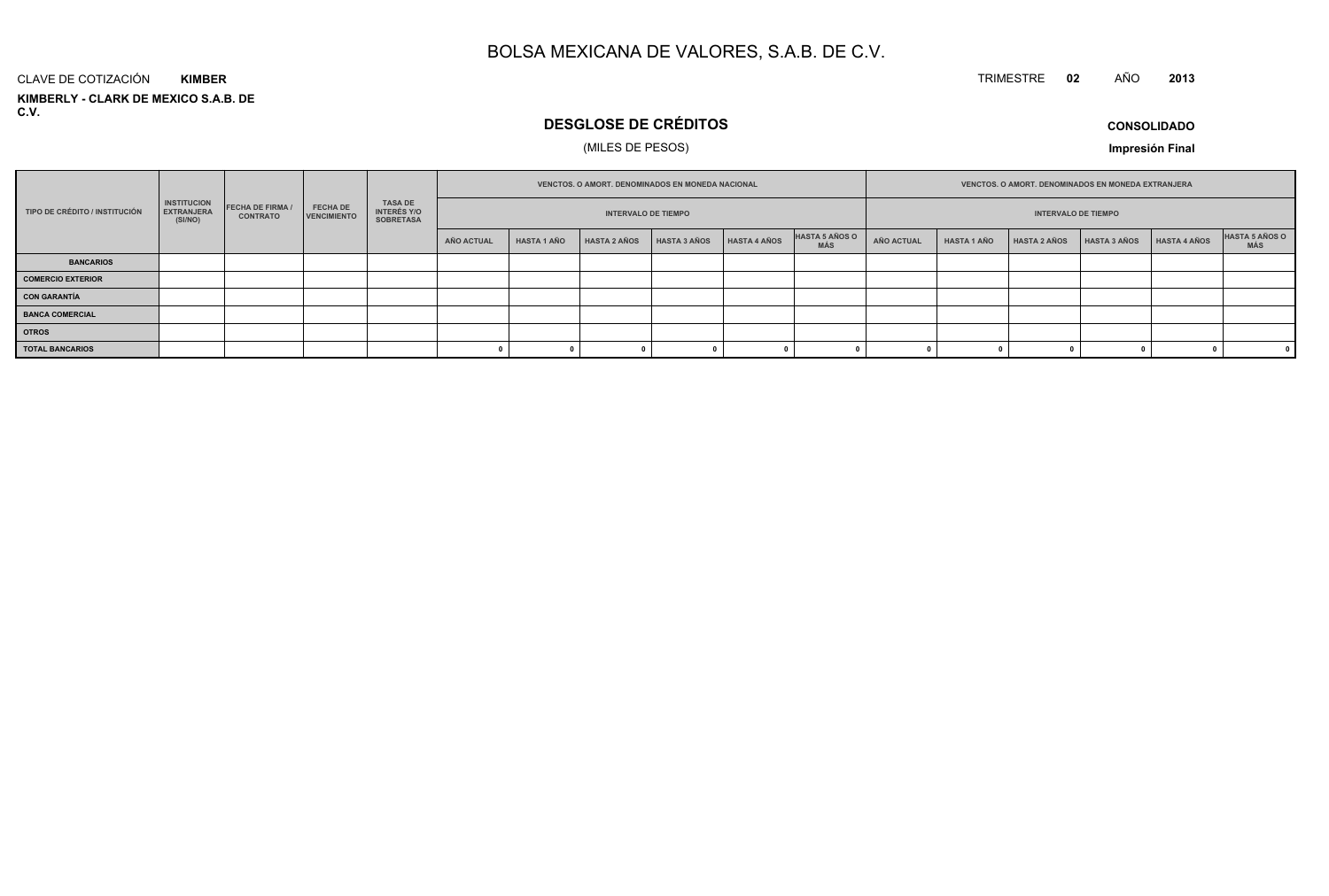# BOLSA MEXICANA DE VALORES, S.A.B. DE C.V.

CLAVE DE COTIZACIÓN **KIMBER**

TRIMESTRE **02** AÑO **2013**

**KIMBERLY - CLARK DE MEXICO S.A.B. DE C.V.**

## DESGLOSE DE CRÉDITOS

(MILES DE PESOS)

**CONSOLIDADO**

**Impresión Final**

| TIPO DE CRÉDITO / INSTITUCIÓN | INSTITUCION EXTRANJERA (SI/NO) | FECHA DE FIRMA / CONTRATO | FECHA DE VENCIMIENTO | TASA DE INTERÉS Y/O SOBRETASA | VENCTOS. O AMORT. DENOMINADOS EN MONEDA NACIONAL | | | | | | VENCTOS. O AMORT. DENOMINADOS EN MONEDA EXTRANJERA | | | | | |
|---|---|---|---|---|---|---|---|---|---|---|---|---|---|---|---|---|
| | | | | | INTERVALO DE TIEMPO | | | | | | INTERVALO DE TIEMPO | | | | | |
| | | | | | AÑO ACTUAL | HASTA 1 AÑO | HASTA 2 AÑOS | HASTA 3 AÑOS | HASTA 4 AÑOS | HASTA 5 AÑOS O MÁS | AÑO ACTUAL | HASTA 1 AÑO | HASTA 2 AÑOS | HASTA 3 AÑOS | HASTA 4 AÑOS | HASTA 5 AÑOS O MÁS |
| **BANCARIOS** | | | | | | | | | | | | | | | | |
| **COMERCIO EXTERIOR** | | | | | | | | | | | | | | | | |
| **CON GARANTÍA** | | | | | | | | | | | | | | | | |
| **BANCA COMERCIAL** | | | | | | | | | | | | | | | | |
| **OTROS** | | | | | | | | | | | | | | | | |
| **TOTAL BANCARIOS** | | | | | 0 | 0 | 0 | 0 | 0 | 0 | 0 | 0 | 0 | 0 | 0 | 0 |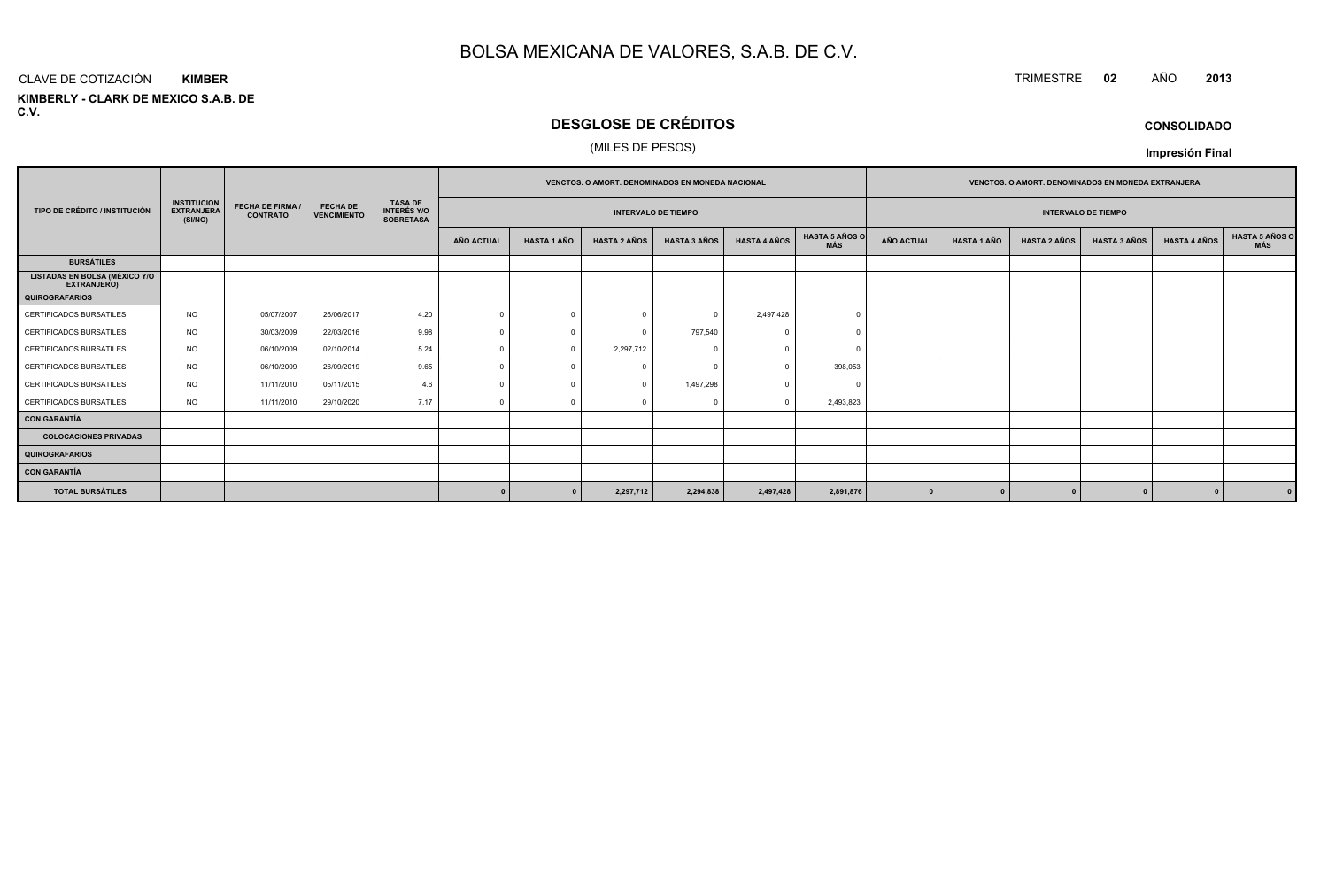# BOLSA MEXICANA DE VALORES, S.A.B. DE C.V.

CLAVE DE COTIZACIÓN **KIMBER**

TRIMESTRE **02** AÑO **2013**

**KIMBERLY - CLARK DE MEXICO S.A.B. DE C.V.**

## DESGLOSE DE CRÉDITOS

(MILES DE PESOS)

**CONSOLIDADO**

**Impresión Final**

| TIPO DE CRÉDITO / INSTITUCIÓN | INSTITUCION EXTRANJERA (SI/NO) | FECHA DE FIRMA / CONTRATO | FECHA DE VENCIMIENTO | TASA DE INTERÉS Y/O SOBRETASA | VENCTOS. O AMORT. DENOMINADOS EN MONEDA NACIONAL | | | | | | VENCTOS. O AMORT. DENOMINADOS EN MONEDA EXTRANJERA | | | | | |
|---|---|---|---|---|---|---|---|---|---|---|---|---|---|---|---|---|
| | | | | | INTERVALO DE TIEMPO | | | | | | INTERVALO DE TIEMPO | | | | | |
| | | | | | AÑO ACTUAL | HASTA 1 AÑO | HASTA 2 AÑOS | HASTA 3 AÑOS | HASTA 4 AÑOS | HASTA 5 AÑOS O MÁS | AÑO ACTUAL | HASTA 1 AÑO | HASTA 2 AÑOS | HASTA 3 AÑOS | HASTA 4 AÑOS | HASTA 5 AÑOS O MÁS |
| **BURSÁTILES** | | | | | | | | | | | | | | | | |
| **LISTADAS EN BOLSA (MÉXICO Y/O EXTRANJERO)** | | | | | | | | | | | | | | | | |
| **QUIROGRAFARIOS** | | | | | | | | | | | | | | | | |
| CERTIFICADOS BURSATILES | NO | 05/07/2007 | 26/06/2017 | 4.20 | 0 | 0 | 0 | 0 | 2,497,428 | 0 | | | | | | |
| CERTIFICADOS BURSATILES | NO | 30/03/2009 | 22/03/2016 | 9.98 | 0 | 0 | 0 | 797,540 | 0 | 0 | | | | | | |
| CERTIFICADOS BURSATILES | NO | 06/10/2009 | 02/10/2014 | 5.24 | 0 | 0 | 2,297,712 | 0 | 0 | 0 | | | | | | |
| CERTIFICADOS BURSATILES | NO | 06/10/2009 | 26/09/2019 | 9.65 | 0 | 0 | 0 | 0 | 0 | 398,053 | | | | | | |
| CERTIFICADOS BURSATILES | NO | 11/11/2010 | 05/11/2015 | 4.6 | 0 | 0 | 0 | 1,497,298 | 0 | 0 | | | | | | |
| CERTIFICADOS BURSATILES | NO | 11/11/2010 | 29/10/2020 | 7.17 | 0 | 0 | 0 | 0 | 0 | 2,493,823 | | | | | | |
| **CON GARANTÍA** | | | | | | | | | | | | | | | | |
| **COLOCACIONES PRIVADAS** | | | | | | | | | | | | | | | | |
| **QUIROGRAFARIOS** | | | | | | | | | | | | | | | | |
| **CON GARANTÍA** | | | | | | | | | | | | | | | | |
| **TOTAL BURSÁTILES** | | | | | **0** | **0** | **2,297,712** | **2,294,838** | **2,497,428** | **2,891,876** | **0** | **0** | **0** | **0** | **0** | **0** |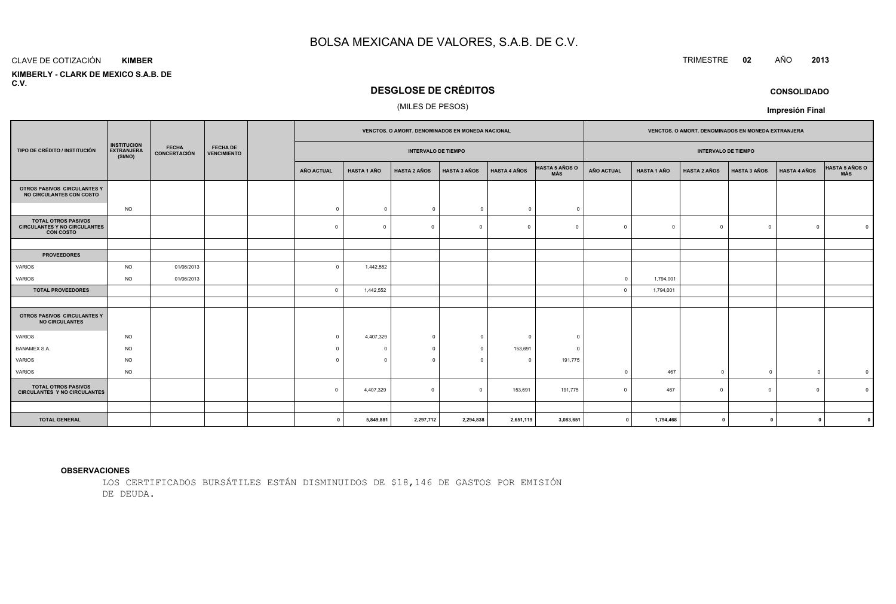# BOLSA MEXICANA DE VALORES, S.A.B. DE C.V.

CLAVE DE COTIZACIÓN **KIMBER**

TRIMESTRE **02** AÑO **2013**

**KIMBERLY - CLARK DE MEXICO S.A.B. DE C.V.**

## DESGLOSE DE CRÉDITOS

(MILES DE PESOS)

**CONSOLIDADO**

**Impresión Final**

| TIPO DE CRÉDITO / INSTITUCIÓN | INSTITUCION EXTRANJERA (SI/NO) | FECHA CONCERTACIÓN | FECHA DE VENCIMIENTO | | VENCTOS. O AMORT. DENOMINADOS EN MONEDA NACIONAL | | | | | | VENCTOS. O AMORT. DENOMINADOS EN MONEDA EXTRANJERA | | | | | |
|---|---|---|---|---|---|---|---|---|---|---|---|---|---|---|---|---|
| | | | | | INTERVALO DE TIEMPO | | | | | | INTERVALO DE TIEMPO | | | | | |
| | | | | | AÑO ACTUAL | HASTA 1 AÑO | HASTA 2 AÑOS | HASTA 3 AÑOS | HASTA 4 AÑOS | HASTA 5 AÑOS O MÁS | AÑO ACTUAL | HASTA 1 AÑO | HASTA 2 AÑOS | HASTA 3 AÑOS | HASTA 4 AÑOS | HASTA 5 AÑOS O MÁS |
| **OTROS PASIVOS CIRCULANTES Y NO CIRCULANTES CON COSTO** | | | | | | | | | | | | | | | | |
| | NO | | | | 0 | 0 | 0 | 0 | 0 | 0 | | | | | | |
| **TOTAL OTROS PASIVOS CIRCULANTES Y NO CIRCULANTES CON COSTO** | | | | | 0 | 0 | 0 | 0 | 0 | 0 | 0 | 0 | 0 | 0 | 0 | 0 |
| | | | | | | | | | | | | | | | | |
| **PROVEEDORES** | | | | | | | | | | | | | | | | |
| VARIOS | NO | 01/06/2013 | | | 0 | 1,442,552 | | | | | | | | | | |
| VARIOS | NO | 01/06/2013 | | | | | | | | | 0 | 1,794,001 | | | | |
| **TOTAL PROVEEDORES** | | | | | 0 | 1,442,552 | | | | | 0 | 1,794,001 | | | | |
| | | | | | | | | | | | | | | | | |
| **OTROS PASIVOS CIRCULANTES Y NO CIRCULANTES** | | | | | | | | | | | | | | | | |
| VARIOS | NO | | | | 0 | 4,407,329 | 0 | 0 | 0 | 0 | | | | | | |
| BANAMEX S.A. | NO | | | | 0 | 0 | 0 | 0 | 153,691 | 0 | | | | | | |
| VARIOS | NO | | | | 0 | 0 | 0 | 0 | 0 | 191,775 | | | | | | |
| VARIOS | NO | | | | | | | | | | 0 | 467 | 0 | 0 | 0 | 0 |
| **TOTAL OTROS PASIVOS CIRCULANTES Y NO CIRCULANTES** | | | | | 0 | 4,407,329 | 0 | 0 | 153,691 | 191,775 | 0 | 467 | 0 | 0 | 0 | 0 |
| | | | | | | | | | | | | | | | | |
| **TOTAL GENERAL** | | | | | **0** | **5,849,881** | **2,297,712** | **2,294,838** | **2,651,119** | **3,083,651** | **0** | **1,794,468** | **0** | **0** | **0** | **0** |

**OBSERVACIONES**

LOS CERTIFICADOS BURSÁTILES ESTÁN DISMINUIDOS DE $18,146 DE GASTOS POR EMISIÓN DE DEUDA.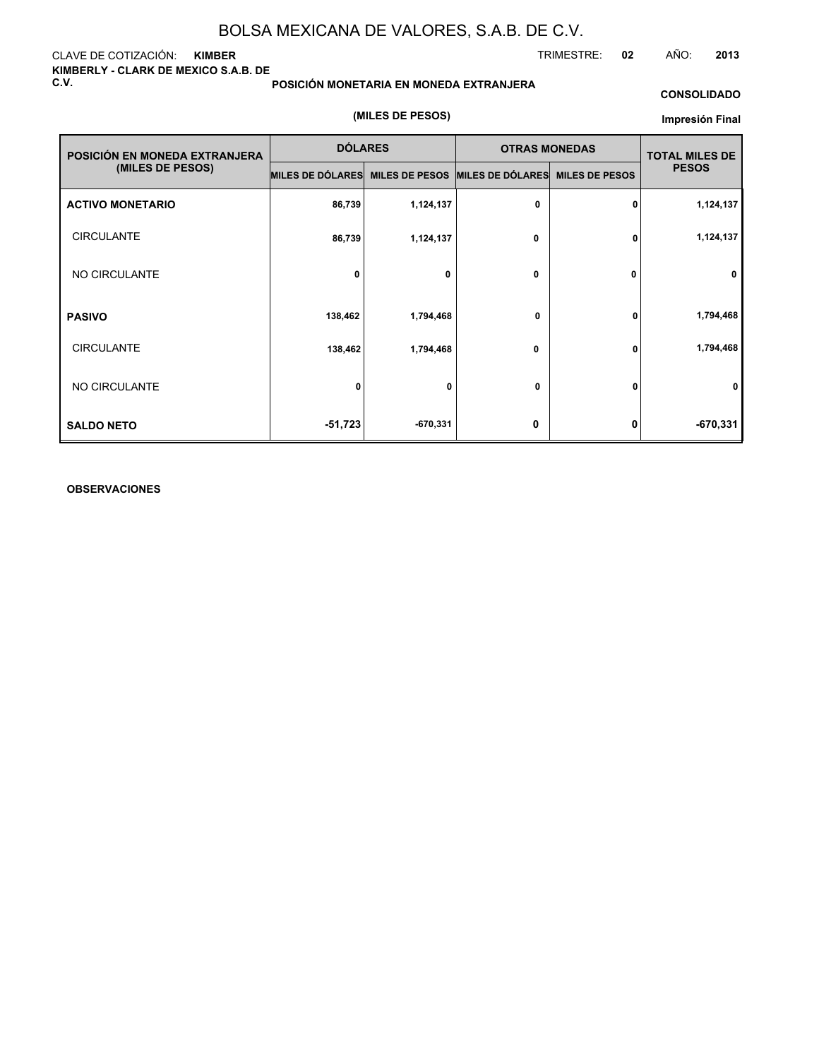BOLSA MEXICANA DE VALORES, S.A.B. DE C.V.

CLAVE DE COTIZACIÓN: **KIMBER**

TRIMESTRE: **02** AÑO: **2013**

**KIMBERLY - CLARK DE MEXICO S.A.B. DE C.V.**

**POSICIÓN MONETARIA EN MONEDA EXTRANJERA**

**CONSOLIDADO**

**(MILES DE PESOS)**

**Impresión Final**

| POSICIÓN EN MONEDA EXTRANJERA (MILES DE PESOS) | DÓLARES | | OTRAS MONEDAS | | TOTAL MILES DE PESOS |
|---|---|---|---|---|---|
| | MILES DE DÓLARES | MILES DE PESOS | MILES DE DÓLARES | MILES DE PESOS | |
| **ACTIVO MONETARIO** | 86,739 | 1,124,137 | 0 | 0 | 1,124,137 |
| CIRCULANTE | 86,739 | 1,124,137 | 0 | 0 | 1,124,137 |
| NO CIRCULANTE | 0 | 0 | 0 | 0 | 0 |
| **PASIVO** | 138,462 | 1,794,468 | 0 | 0 | 1,794,468 |
| CIRCULANTE | 138,462 | 1,794,468 | 0 | 0 | 1,794,468 |
| NO CIRCULANTE | 0 | 0 | 0 | 0 | 0 |
| **SALDO NETO** | -51,723 | -670,331 | 0 | 0 | -670,331 |

**OBSERVACIONES**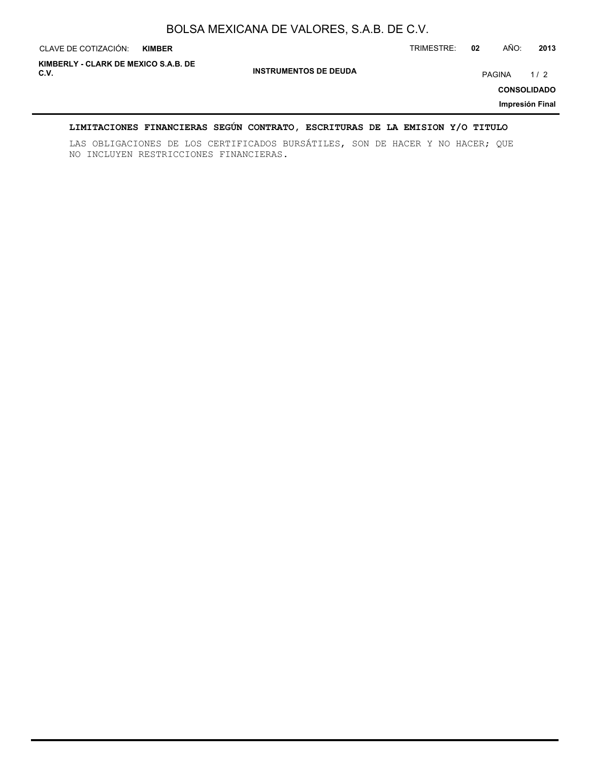## LIMITACIONES FINANCIERAS SEGÚN CONTRATO, ESCRITURAS DE LA EMISION Y/O TITULO

LAS OBLIGACIONES DE LOS CERTIFICADOS BURSÁTILES, SON DE HACER Y NO HACER; QUE NO INCLUYEN RESTRICCIONES FINANCIERAS.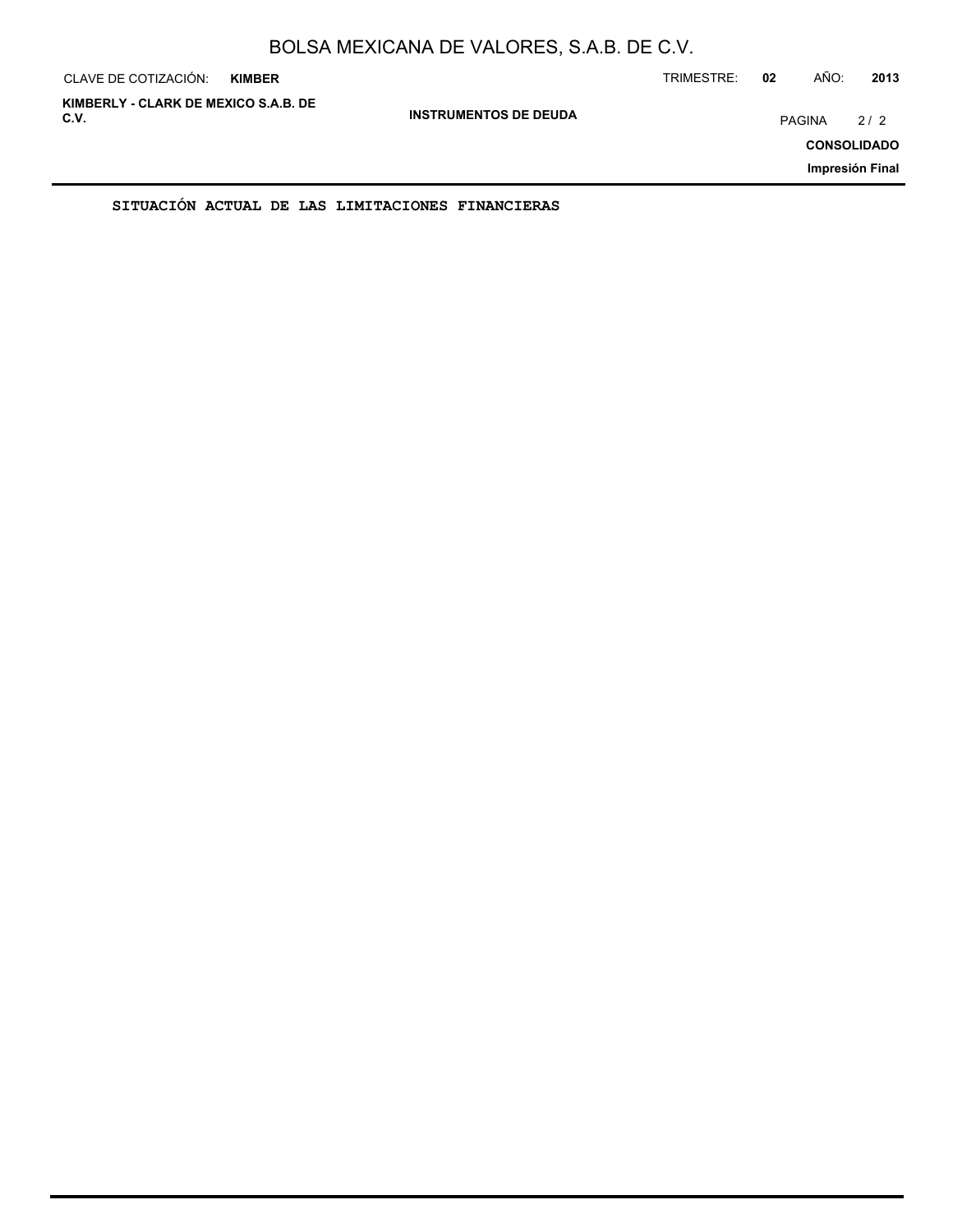**SITUACIÓN ACTUAL DE LAS LIMITACIONES FINANCIERAS**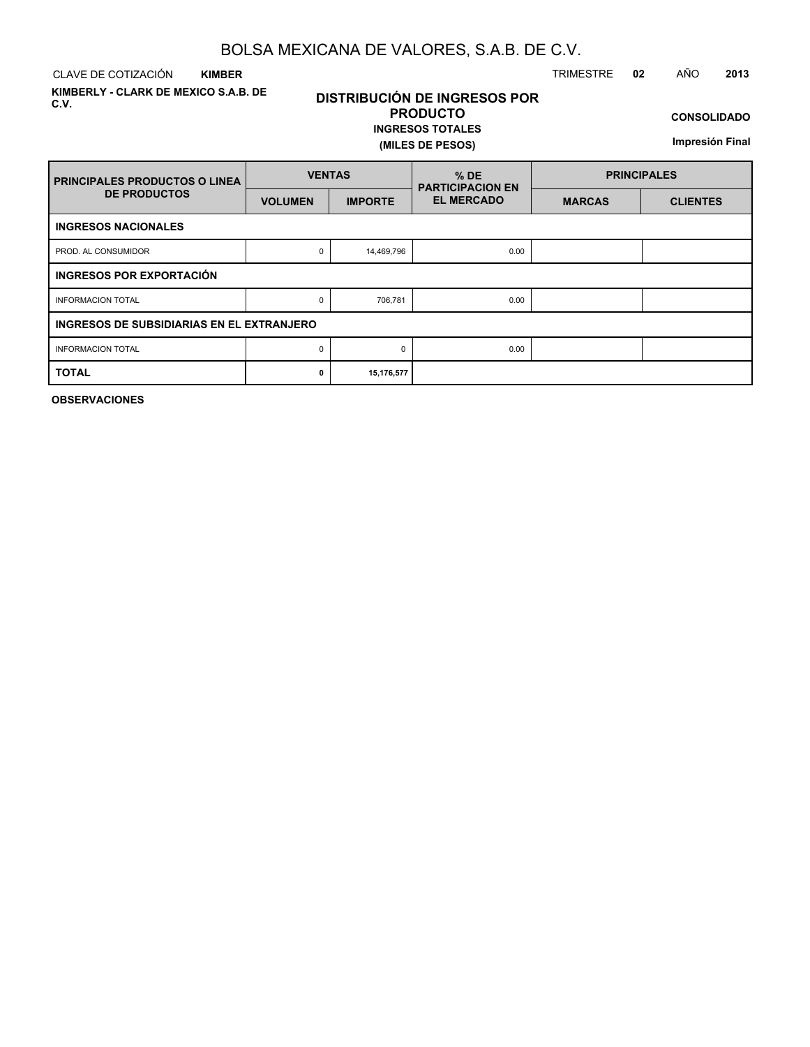# BOLSA MEXICANA DE VALORES, S.A.B. DE C.V.

CLAVE DE COTIZACIÓN **KIMBER** TRIMESTRE **02** AÑO **2013**

**KIMBERLY - CLARK DE MEXICO S.A.B. DE C.V.**

## DISTRIBUCIÓN DE INGRESOS POR PRODUCTO

**INGRESOS TOTALES**

**(MILES DE PESOS)**

**CONSOLIDADO**

**Impresión Final**

| PRINCIPALES PRODUCTOS O LINEA DE PRODUCTOS | VENTAS | | % DE PARTICIPACION EN EL MERCADO | PRINCIPALES | |
|---|---|---|---|---|---|
| | VOLUMEN | IMPORTE | | MARCAS | CLIENTES |
| **INGRESOS NACIONALES** | | | | | |
| PROD. AL CONSUMIDOR | 0 | 14,469,796 | 0.00 | | |
| **INGRESOS POR EXPORTACIÓN** | | | | | |
| INFORMACION TOTAL | 0 | 706,781 | 0.00 | | |
| **INGRESOS DE SUBSIDIARIAS EN EL EXTRANJERO** | | | | | |
| INFORMACION TOTAL | 0 | 0 | 0.00 | | |
| **TOTAL** | **0** | **15,176,577** | | | |

**OBSERVACIONES**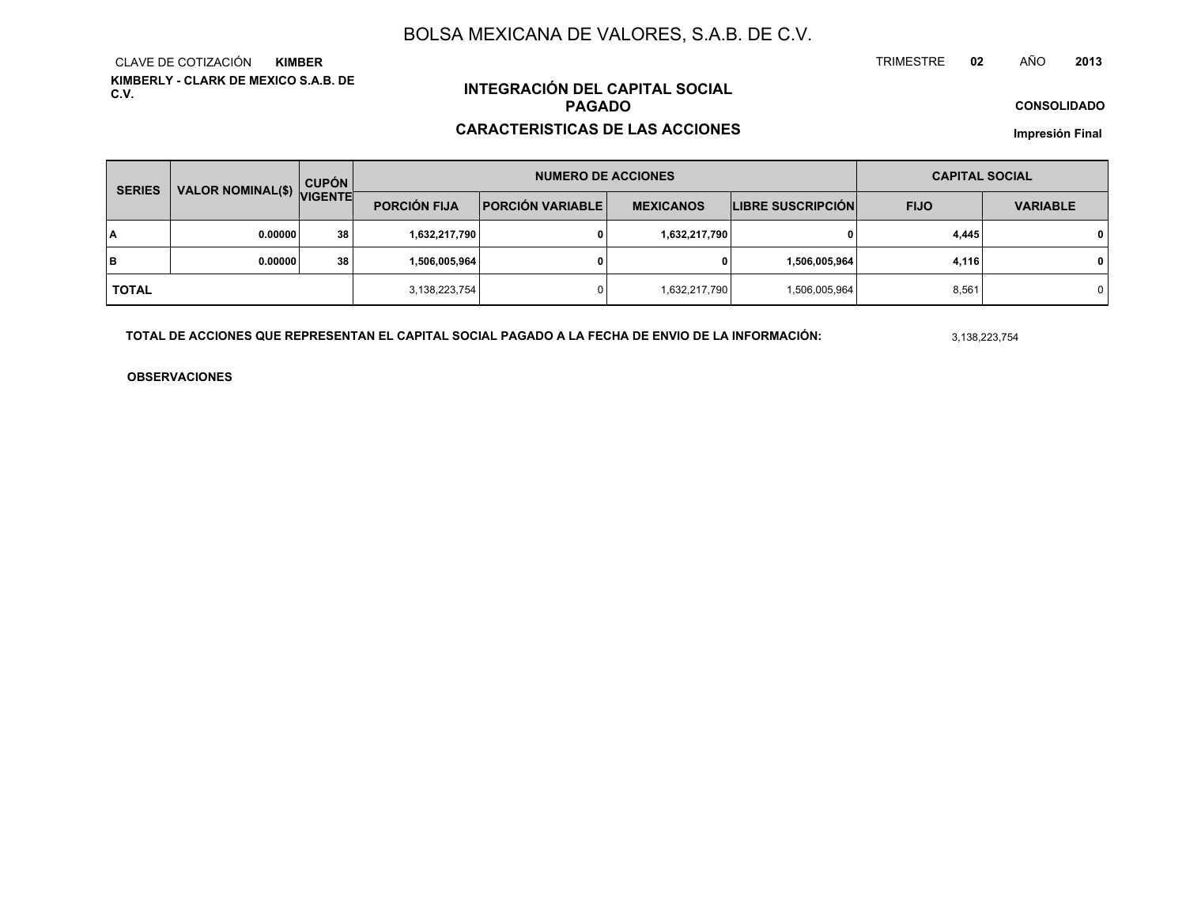# BOLSA MEXICANA DE VALORES, S.A.B. DE C.V.

CLAVE DE COTIZACIÓN **KIMBER**

**KIMBERLY - CLARK DE MEXICO S.A.B. DE C.V.**

TRIMESTRE **02** AÑO **2013**

## INTEGRACIÓN DEL CAPITAL SOCIAL PAGADO

## CARACTERISTICAS DE LAS ACCIONES

**CONSOLIDADO**

**Impresión Final**

| SERIES | VALOR NOMINAL($) | CUPÓN VIGENTE | NUMERO DE ACCIONES | | | | CAPITAL SOCIAL | |
|---|---|---|---|---|---|---|---|---|
| | | | PORCIÓN FIJA | PORCIÓN VARIABLE | MEXICANOS | LIBRE SUSCRIPCIÓN | FIJO | VARIABLE |
| **A** | **0.00000** | **38** | **1,632,217,790** | **0** | **1,632,217,790** | **0** | **4,445** | **0** |
| **B** | **0.00000** | **38** | **1,506,005,964** | **0** | **0** | **1,506,005,964** | **4,116** | **0** |
| **TOTAL** | | | 3,138,223,754 | 0 | 1,632,217,790 | 1,506,005,964 | 8,561 | 0 |

**TOTAL DE ACCIONES QUE REPRESENTAN EL CAPITAL SOCIAL PAGADO A LA FECHA DE ENVIO DE LA INFORMACIÓN:** 3,138,223,754

**OBSERVACIONES**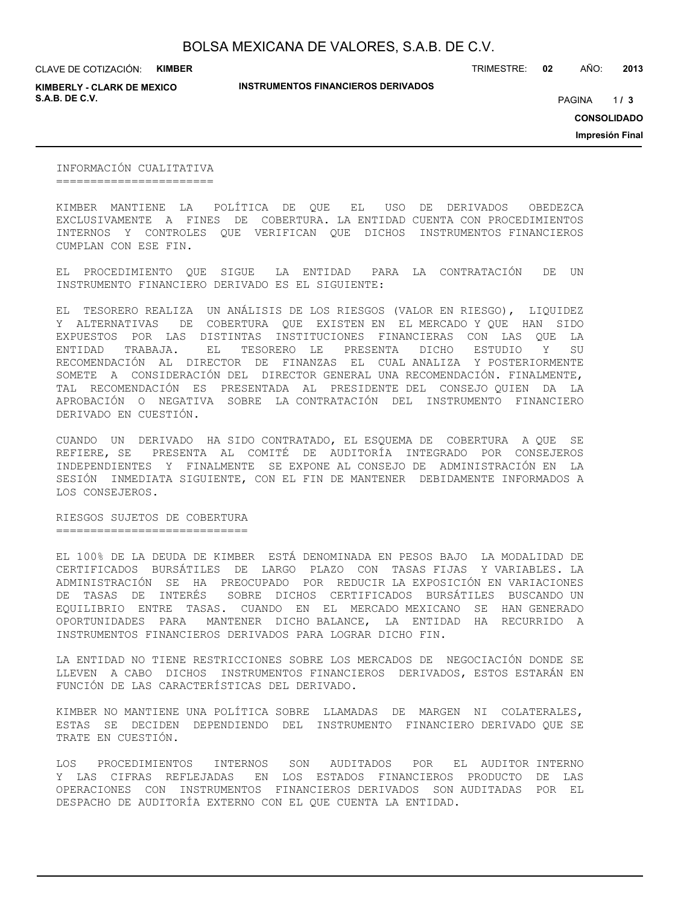## INFORMACIÓN CUALITATIVA

KIMBER MANTIENE LA POLÍTICA DE QUE EL USO DE DERIVADOS OBEDEZCA EXCLUSIVAMENTE A FINES DE COBERTURA. LA ENTIDAD CUENTA CON PROCEDIMIENTOS INTERNOS Y CONTROLES QUE VERIFICAN QUE DICHOS INSTRUMENTOS FINANCIEROS CUMPLAN CON ESE FIN.

EL PROCEDIMIENTO QUE SIGUE LA ENTIDAD PARA LA CONTRATACIÓN DE UN INSTRUMENTO FINANCIERO DERIVADO ES EL SIGUIENTE:

EL TESORERO REALIZA UN ANÁLISIS DE LOS RIESGOS (VALOR EN RIESGO), LIQUIDEZ Y ALTERNATIVAS DE COBERTURA QUE EXISTEN EN EL MERCADO Y QUE HAN SIDO EXPUESTOS POR LAS DISTINTAS INSTITUCIONES FINANCIERAS CON LAS QUE LA ENTIDAD TRABAJA. EL TESORERO LE PRESENTA DICHO ESTUDIO Y SU RECOMENDACIÓN AL DIRECTOR DE FINANZAS EL CUAL ANALIZA Y POSTERIORMENTE SOMETE A CONSIDERACIÓN DEL DIRECTOR GENERAL UNA RECOMENDACIÓN. FINALMENTE, TAL RECOMENDACIÓN ES PRESENTADA AL PRESIDENTE DEL CONSEJO QUIEN DA LA APROBACIÓN O NEGATIVA SOBRE LA CONTRATACIÓN DEL INSTRUMENTO FINANCIERO DERIVADO EN CUESTIÓN.

CUANDO UN DERIVADO HA SIDO CONTRATADO, EL ESQUEMA DE COBERTURA A QUE SE REFIERE, SE PRESENTA AL COMITÉ DE AUDITORÍA INTEGRADO POR CONSEJEROS INDEPENDIENTES Y FINALMENTE SE EXPONE AL CONSEJO DE ADMINISTRACIÓN EN LA SESIÓN INMEDIATA SIGUIENTE, CON EL FIN DE MANTENER DEBIDAMENTE INFORMADOS A LOS CONSEJEROS.

## RIESGOS SUJETOS DE COBERTURA

EL 100% DE LA DEUDA DE KIMBER ESTÁ DENOMINADA EN PESOS BAJO LA MODALIDAD DE CERTIFICADOS BURSÁTILES DE LARGO PLAZO CON TASAS FIJAS Y VARIABLES. LA ADMINISTRACIÓN SE HA PREOCUPADO POR REDUCIR LA EXPOSICIÓN EN VARIACIONES DE TASAS DE INTERÉS SOBRE DICHOS CERTIFICADOS BURSÁTILES BUSCANDO UN EQUILIBRIO ENTRE TASAS. CUANDO EN EL MERCADO MEXICANO SE HAN GENERADO OPORTUNIDADES PARA MANTENER DICHO BALANCE, LA ENTIDAD HA RECURRIDO A INSTRUMENTOS FINANCIEROS DERIVADOS PARA LOGRAR DICHO FIN.

LA ENTIDAD NO TIENE RESTRICCIONES SOBRE LOS MERCADOS DE NEGOCIACIÓN DONDE SE LLEVEN A CABO DICHOS INSTRUMENTOS FINANCIEROS DERIVADOS, ESTOS ESTARÁN EN FUNCIÓN DE LAS CARACTERÍSTICAS DEL DERIVADO.

KIMBER NO MANTIENE UNA POLÍTICA SOBRE LLAMADAS DE MARGEN NI COLATERALES, ESTAS SE DECIDEN DEPENDIENDO DEL INSTRUMENTO FINANCIERO DERIVADO QUE SE TRATE EN CUESTIÓN.

LOS PROCEDIMIENTOS INTERNOS SON AUDITADOS POR EL AUDITOR INTERNO Y LAS CIFRAS REFLEJADAS EN LOS ESTADOS FINANCIEROS PRODUCTO DE LAS OPERACIONES CON INSTRUMENTOS FINANCIEROS DERIVADOS SON AUDITADAS POR EL DESPACHO DE AUDITORÍA EXTERNO CON EL QUE CUENTA LA ENTIDAD.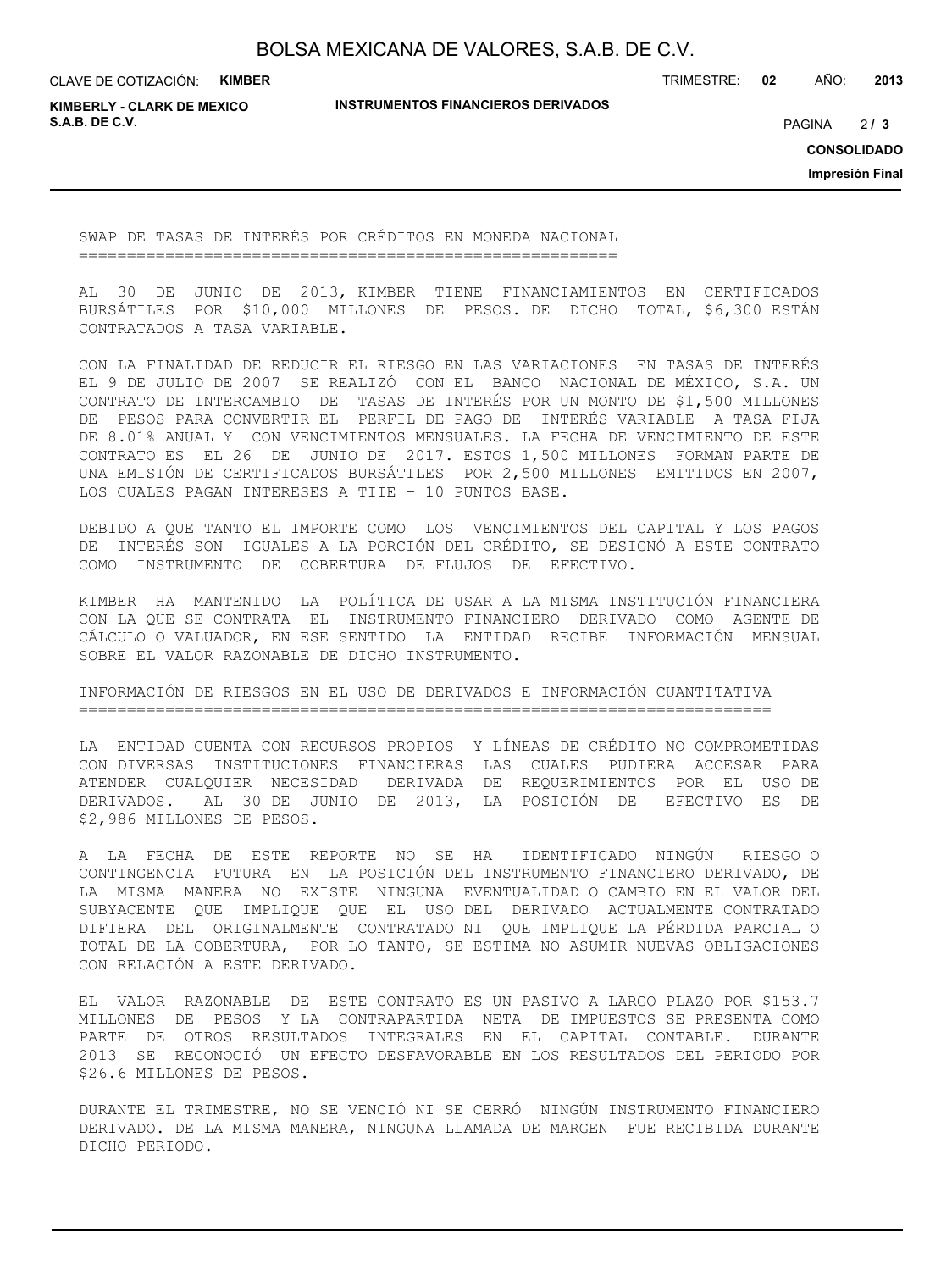## SWAP DE TASAS DE INTERÉS POR CRÉDITOS EN MONEDA NACIONAL

AL 30 DE JUNIO DE 2013, KIMBER TIENE FINANCIAMIENTOS EN CERTIFICADOS BURSÁTILES POR $10,000 MILLONES DE PESOS. DE DICHO TOTAL, $6,300 ESTÁN CONTRATADOS A TASA VARIABLE.

CON LA FINALIDAD DE REDUCIR EL RIESGO EN LAS VARIACIONES EN TASAS DE INTERÉS EL 9 DE JULIO DE 2007 SE REALIZÓ CON EL BANCO NACIONAL DE MÉXICO, S.A. UN CONTRATO DE INTERCAMBIO DE TASAS DE INTERÉS POR UN MONTO DE $1,500 MILLONES DE PESOS PARA CONVERTIR EL PERFIL DE PAGO DE INTERÉS VARIABLE A TASA FIJA DE 8.01% ANUAL Y CON VENCIMIENTOS MENSUALES. LA FECHA DE VENCIMIENTO DE ESTE CONTRATO ES EL 26 DE JUNIO DE 2017. ESTOS 1,500 MILLONES FORMAN PARTE DE UNA EMISIÓN DE CERTIFICADOS BURSÁTILES POR 2,500 MILLONES EMITIDOS EN 2007, LOS CUALES PAGAN INTERESES A TIIE – 10 PUNTOS BASE.

DEBIDO A QUE TANTO EL IMPORTE COMO LOS VENCIMIENTOS DEL CAPITAL Y LOS PAGOS DE INTERÉS SON IGUALES A LA PORCIÓN DEL CRÉDITO, SE DESIGNÓ A ESTE CONTRATO COMO INSTRUMENTO DE COBERTURA DE FLUJOS DE EFECTIVO.

KIMBER HA MANTENIDO LA POLÍTICA DE USAR A LA MISMA INSTITUCIÓN FINANCIERA CON LA QUE SE CONTRATA EL INSTRUMENTO FINANCIERO DERIVADO COMO AGENTE DE CÁLCULO O VALUADOR, EN ESE SENTIDO LA ENTIDAD RECIBE INFORMACIÓN MENSUAL SOBRE EL VALOR RAZONABLE DE DICHO INSTRUMENTO.

## INFORMACIÓN DE RIESGOS EN EL USO DE DERIVADOS E INFORMACIÓN CUANTITATIVA

LA ENTIDAD CUENTA CON RECURSOS PROPIOS Y LÍNEAS DE CRÉDITO NO COMPROMETIDAS CON DIVERSAS INSTITUCIONES FINANCIERAS LAS CUALES PUDIERA ACCESAR PARA ATENDER CUALQUIER NECESIDAD DERIVADA DE REQUERIMIENTOS POR EL USO DE DERIVADOS. AL 30 DE JUNIO DE 2013, LA POSICIÓN DE EFECTIVO ES DE $2,986 MILLONES DE PESOS.

A LA FECHA DE ESTE REPORTE NO SE HA IDENTIFICADO NINGÚN RIESGO O CONTINGENCIA FUTURA EN LA POSICIÓN DEL INSTRUMENTO FINANCIERO DERIVADO, DE LA MISMA MANERA NO EXISTE NINGUNA EVENTUALIDAD O CAMBIO EN EL VALOR DEL SUBYACENTE QUE IMPLIQUE QUE EL USO DEL DERIVADO ACTUALMENTE CONTRATADO DIFIERA DEL ORIGINALMENTE CONTRATADO NI QUE IMPLIQUE LA PÉRDIDA PARCIAL O TOTAL DE LA COBERTURA, POR LO TANTO, SE ESTIMA NO ASUMIR NUEVAS OBLIGACIONES CON RELACIÓN A ESTE DERIVADO.

EL VALOR RAZONABLE DE ESTE CONTRATO ES UN PASIVO A LARGO PLAZO POR $153.7 MILLONES DE PESOS Y LA CONTRAPARTIDA NETA DE IMPUESTOS SE PRESENTA COMO PARTE DE OTROS RESULTADOS INTEGRALES EN EL CAPITAL CONTABLE. DURANTE 2013 SE RECONOCIÓ UN EFECTO DESFAVORABLE EN LOS RESULTADOS DEL PERIODO POR $26.6 MILLONES DE PESOS.

DURANTE EL TRIMESTRE, NO SE VENCIÓ NI SE CERRÓ NINGÚN INSTRUMENTO FINANCIERO DERIVADO. DE LA MISMA MANERA, NINGUNA LLAMADA DE MARGEN FUE RECIBIDA DURANTE DICHO PERIODO.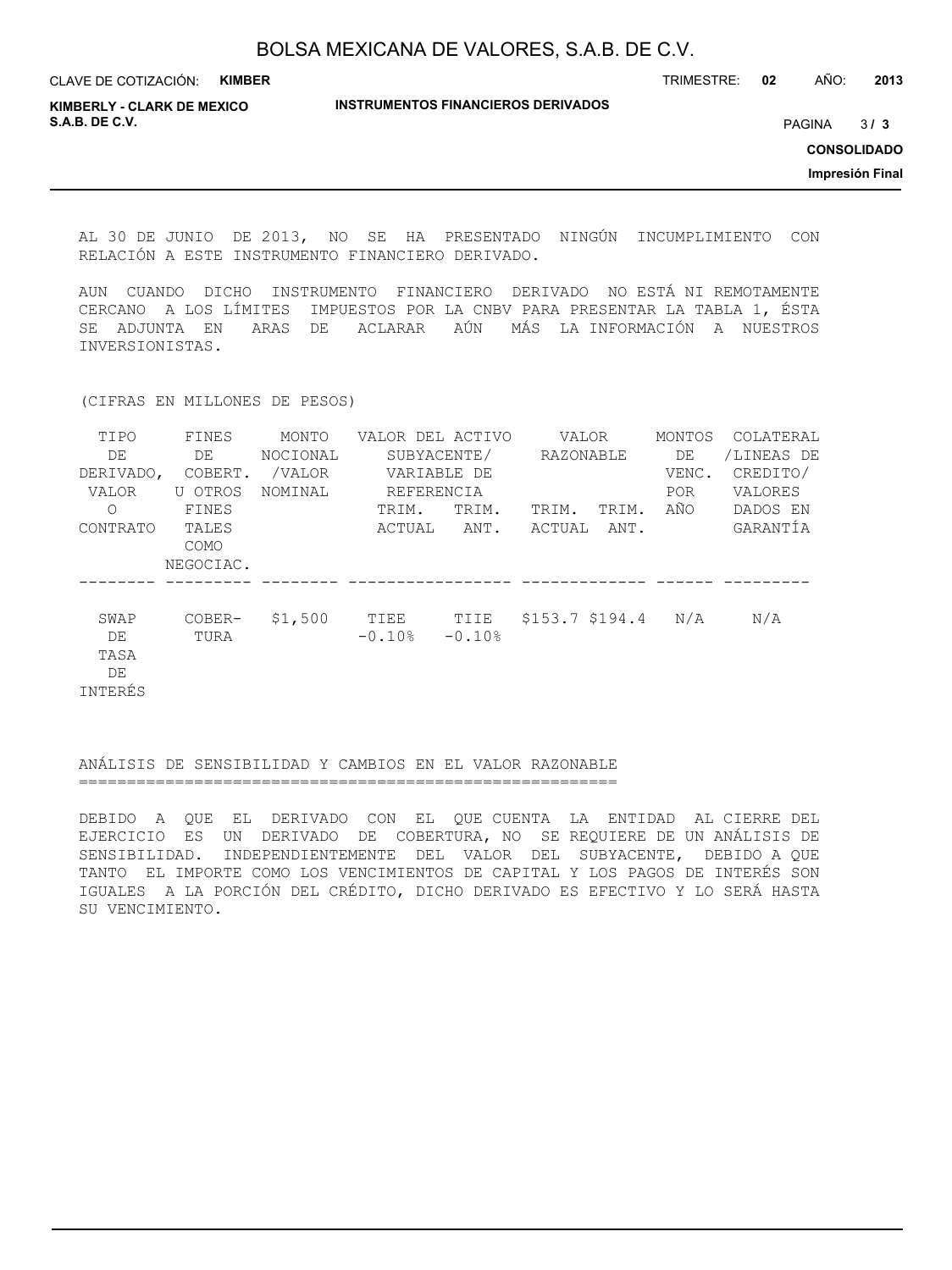AL 30 DE JUNIO DE 2013, NO SE HA PRESENTADO NINGÚN INCUMPLIMIENTO CON RELACIÓN A ESTE INSTRUMENTO FINANCIERO DERIVADO.

AUN CUANDO DICHO INSTRUMENTO FINANCIERO DERIVADO NO ESTÁ NI REMOTAMENTE CERCANO A LOS LÍMITES IMPUESTOS POR LA CNBV PARA PRESENTAR LA TABLA 1, ÉSTA SE ADJUNTA EN ARAS DE ACLARAR AÚN MÁS LA INFORMACIÓN A NUESTROS INVERSIONISTAS.

(CIFRAS EN MILLONES DE PESOS)

| TIPO DE DERIVADO, VALOR O CONTRATO | FINES DE COBERT. U OTROS FINES TALES COMO NEGOCIAC. | MONTO NOCIONAL /VALOR NOMINAL | VALOR DEL ACTIVO SUBYACENTE/ VARIABLE DE REFERENCIA | | VALOR RAZONABLE | | MONTOS DE VENC. POR AÑO | COLATERAL /LINEAS DE CREDITO/ VALORES DADOS EN GARANTÍA |
|---|---|---|---|---|---|---|---|---|
| | | | TRIM. ACTUAL | TRIM. ANT. | TRIM. ACTUAL | TRIM. ANT. | | |
| SWAP DE TASA DE INTERÉS | COBERTURA | $1,500 | TIEE -0.10% | TIIE -0.10% | $153.7 | $194.4 | N/A | N/A |

## ANÁLISIS DE SENSIBILIDAD Y CAMBIOS EN EL VALOR RAZONABLE

DEBIDO A QUE EL DERIVADO CON EL QUE CUENTA LA ENTIDAD AL CIERRE DEL EJERCICIO ES UN DERIVADO DE COBERTURA, NO SE REQUIERE DE UN ANÁLISIS DE SENSIBILIDAD. INDEPENDIENTEMENTE DEL VALOR DEL SUBYACENTE, DEBIDO A QUE TANTO EL IMPORTE COMO LOS VENCIMIENTOS DE CAPITAL Y LOS PAGOS DE INTERÉS SON IGUALES A LA PORCIÓN DEL CRÉDITO, DICHO DERIVADO ES EFECTIVO Y LO SERÁ HASTA SU VENCIMIENTO.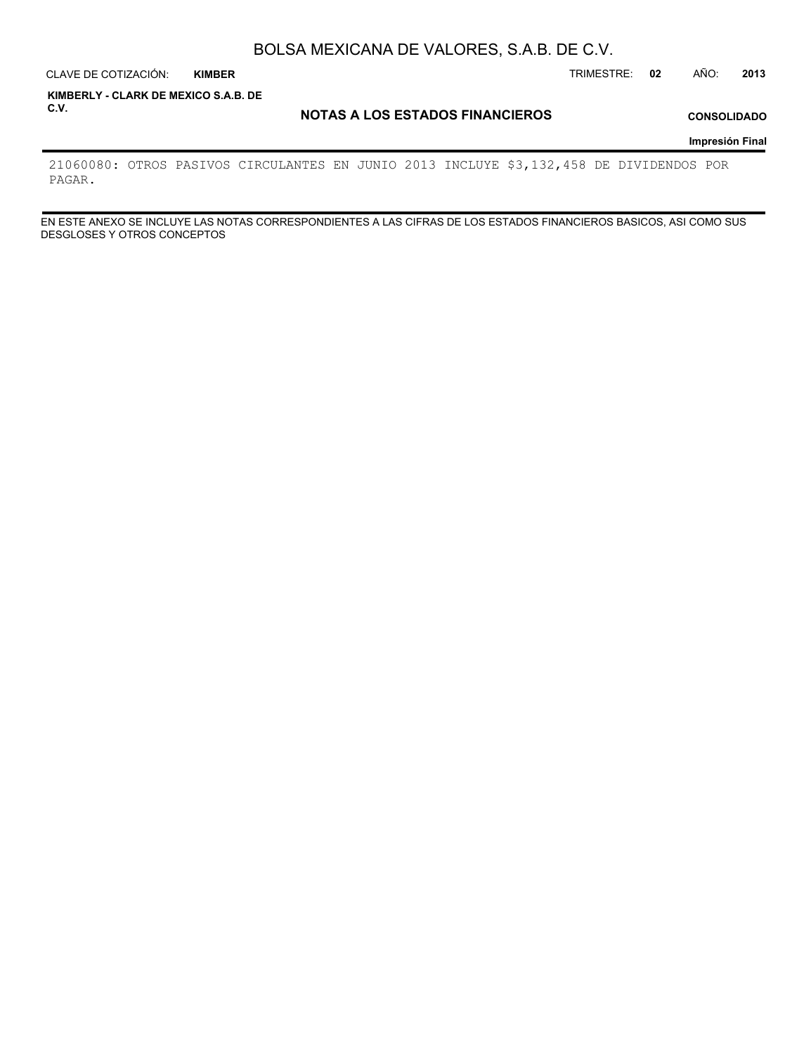## NOTAS A LOS ESTADOS FINANCIEROS

21060080: OTROS PASIVOS CIRCULANTES EN JUNIO 2013 INCLUYE $3,132,458 DE DIVIDENDOS POR PAGAR.

EN ESTE ANEXO SE INCLUYE LAS NOTAS CORRESPONDIENTES A LAS CIFRAS DE LOS ESTADOS FINANCIEROS BASICOS, ASI COMO SUS DESGLOSES Y OTROS CONCEPTOS